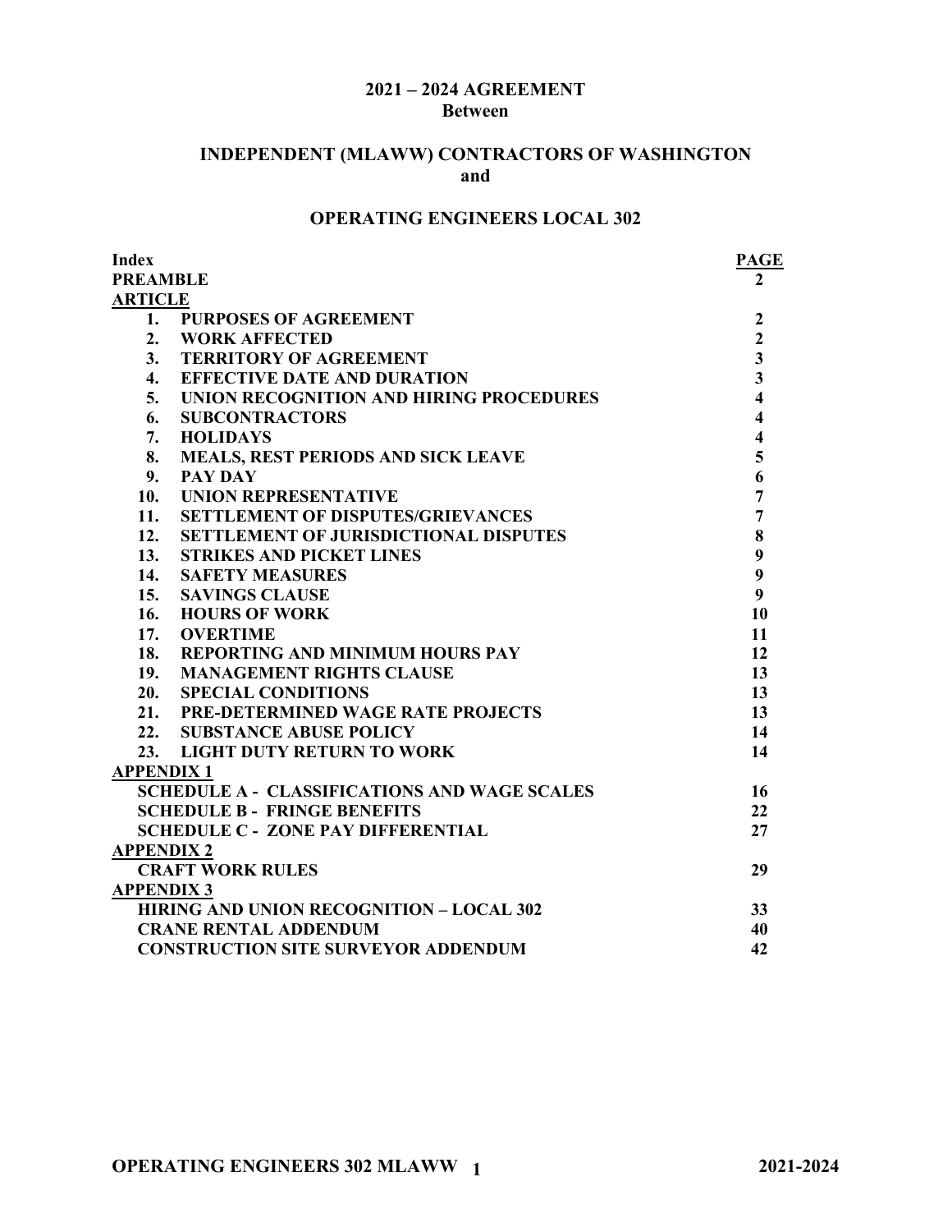# 2021 – 2024 AGREEMENT
## Between

## INDEPENDENT (MLAWW) CONTRACTORS OF WASHINGTON
## and

## OPERATING ENGINEERS LOCAL 302

| Index | PAGE |
|---|---|
| **PREAMBLE** | **2** |
| **ARTICLE** | |
| **1. PURPOSES OF AGREEMENT** | **2** |
| **2. WORK AFFECTED** | **2** |
| **3. TERRITORY OF AGREEMENT** | **3** |
| **4. EFFECTIVE DATE AND DURATION** | **3** |
| **5. UNION RECOGNITION AND HIRING PROCEDURES** | **4** |
| **6. SUBCONTRACTORS** | **4** |
| **7. HOLIDAYS** | **4** |
| **8. MEALS, REST PERIODS AND SICK LEAVE** | **5** |
| **9. PAY DAY** | **6** |
| **10. UNION REPRESENTATIVE** | **7** |
| **11. SETTLEMENT OF DISPUTES/GRIEVANCES** | **7** |
| **12. SETTLEMENT OF JURISDICTIONAL DISPUTES** | **8** |
| **13. STRIKES AND PICKET LINES** | **9** |
| **14. SAFETY MEASURES** | **9** |
| **15. SAVINGS CLAUSE** | **9** |
| **16. HOURS OF WORK** | **10** |
| **17. OVERTIME** | **11** |
| **18. REPORTING AND MINIMUM HOURS PAY** | **12** |
| **19. MANAGEMENT RIGHTS CLAUSE** | **13** |
| **20. SPECIAL CONDITIONS** | **13** |
| **21. PRE-DETERMINED WAGE RATE PROJECTS** | **13** |
| **22. SUBSTANCE ABUSE POLICY** | **14** |
| **23. LIGHT DUTY RETURN TO WORK** | **14** |
| **APPENDIX 1** | |
| **SCHEDULE A - CLASSIFICATIONS AND WAGE SCALES** | **16** |
| **SCHEDULE B - FRINGE BENEFITS** | **22** |
| **SCHEDULE C - ZONE PAY DIFFERENTIAL** | **27** |
| **APPENDIX 2** | |
| **CRAFT WORK RULES** | **29** |
| **APPENDIX 3** | |
| **HIRING AND UNION RECOGNITION – LOCAL 302** | **33** |
| **CRANE RENTAL ADDENDUM** | **40** |
| **CONSTRUCTION SITE SURVEYOR ADDENDUM** | **42** |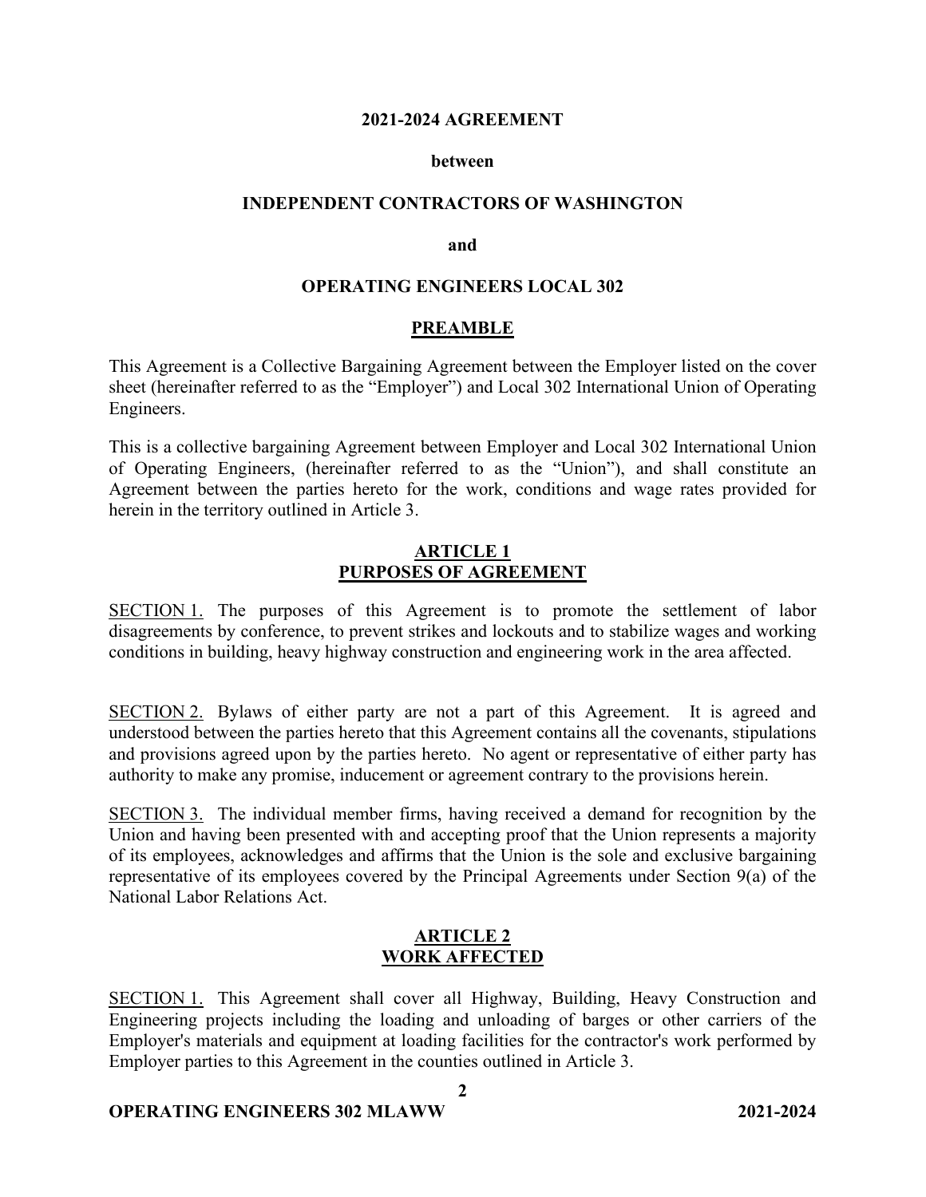**2021-2024 AGREEMENT**

**between**

**INDEPENDENT CONTRACTORS OF WASHINGTON**

**and**

**OPERATING ENGINEERS LOCAL 302**

## PREAMBLE

This Agreement is a Collective Bargaining Agreement between the Employer listed on the cover sheet (hereinafter referred to as the "Employer") and Local 302 International Union of Operating Engineers.

This is a collective bargaining Agreement between Employer and Local 302 International Union of Operating Engineers, (hereinafter referred to as the "Union"), and shall constitute an Agreement between the parties hereto for the work, conditions and wage rates provided for herein in the territory outlined in Article 3.

## ARTICLE 1
## PURPOSES OF AGREEMENT

SECTION 1. The purposes of this Agreement is to promote the settlement of labor disagreements by conference, to prevent strikes and lockouts and to stabilize wages and working conditions in building, heavy highway construction and engineering work in the area affected.

SECTION 2. Bylaws of either party are not a part of this Agreement. It is agreed and understood between the parties hereto that this Agreement contains all the covenants, stipulations and provisions agreed upon by the parties hereto. No agent or representative of either party has authority to make any promise, inducement or agreement contrary to the provisions herein.

SECTION 3. The individual member firms, having received a demand for recognition by the Union and having been presented with and accepting proof that the Union represents a majority of its employees, acknowledges and affirms that the Union is the sole and exclusive bargaining representative of its employees covered by the Principal Agreements under Section 9(a) of the National Labor Relations Act.

## ARTICLE 2
## WORK AFFECTED

SECTION 1. This Agreement shall cover all Highway, Building, Heavy Construction and Engineering projects including the loading and unloading of barges or other carriers of the Employer's materials and equipment at loading facilities for the contractor's work performed by Employer parties to this Agreement in the counties outlined in Article 3.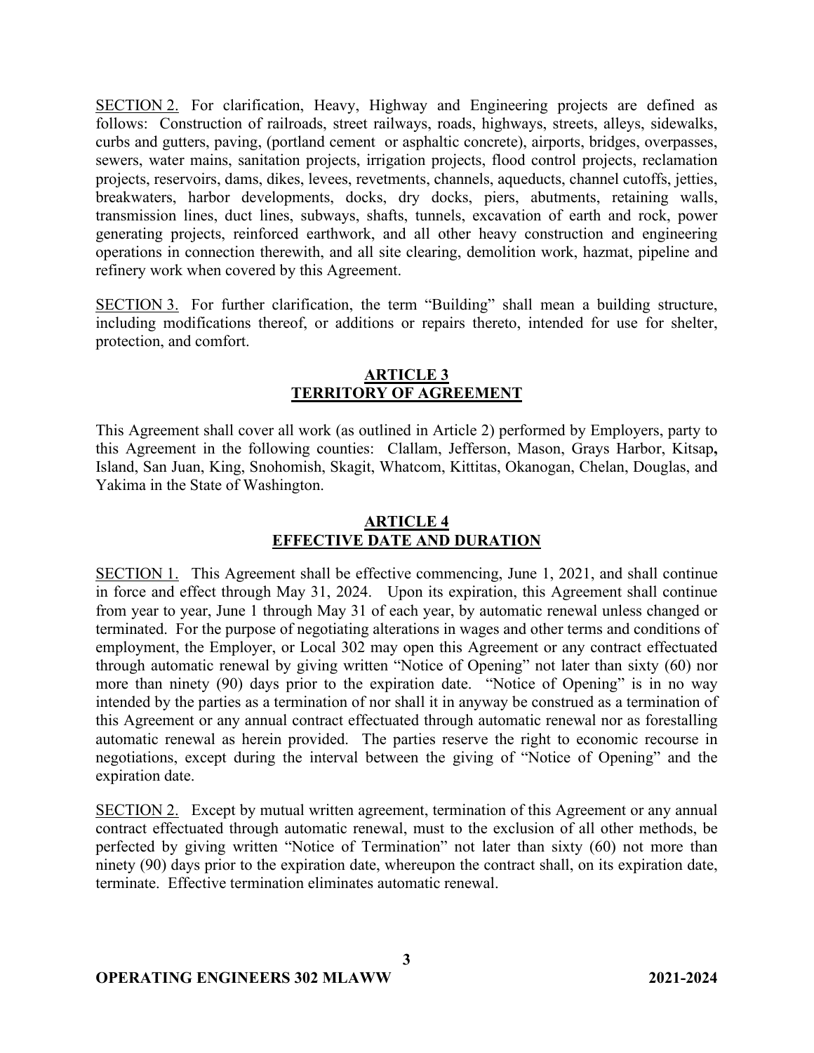SECTION 2. For clarification, Heavy, Highway and Engineering projects are defined as follows: Construction of railroads, street railways, roads, highways, streets, alleys, sidewalks, curbs and gutters, paving, (portland cement or asphaltic concrete), airports, bridges, overpasses, sewers, water mains, sanitation projects, irrigation projects, flood control projects, reclamation projects, reservoirs, dams, dikes, levees, revetments, channels, aqueducts, channel cutoffs, jetties, breakwaters, harbor developments, docks, dry docks, piers, abutments, retaining walls, transmission lines, duct lines, subways, shafts, tunnels, excavation of earth and rock, power generating projects, reinforced earthwork, and all other heavy construction and engineering operations in connection therewith, and all site clearing, demolition work, hazmat, pipeline and refinery work when covered by this Agreement.

SECTION 3. For further clarification, the term "Building" shall mean a building structure, including modifications thereof, or additions or repairs thereto, intended for use for shelter, protection, and comfort.

## ARTICLE 3
## TERRITORY OF AGREEMENT

This Agreement shall cover all work (as outlined in Article 2) performed by Employers, party to this Agreement in the following counties: Clallam, Jefferson, Mason, Grays Harbor, Kitsap, Island, San Juan, King, Snohomish, Skagit, Whatcom, Kittitas, Okanogan, Chelan, Douglas, and Yakima in the State of Washington.

## ARTICLE 4
## EFFECTIVE DATE AND DURATION

SECTION 1. This Agreement shall be effective commencing, June 1, 2021, and shall continue in force and effect through May 31, 2024. Upon its expiration, this Agreement shall continue from year to year, June 1 through May 31 of each year, by automatic renewal unless changed or terminated. For the purpose of negotiating alterations in wages and other terms and conditions of employment, the Employer, or Local 302 may open this Agreement or any contract effectuated through automatic renewal by giving written "Notice of Opening" not later than sixty (60) nor more than ninety (90) days prior to the expiration date. "Notice of Opening" is in no way intended by the parties as a termination of nor shall it in anyway be construed as a termination of this Agreement or any annual contract effectuated through automatic renewal nor as forestalling automatic renewal as herein provided. The parties reserve the right to economic recourse in negotiations, except during the interval between the giving of "Notice of Opening" and the expiration date.

SECTION 2. Except by mutual written agreement, termination of this Agreement or any annual contract effectuated through automatic renewal, must to the exclusion of all other methods, be perfected by giving written "Notice of Termination" not later than sixty (60) not more than ninety (90) days prior to the expiration date, whereupon the contract shall, on its expiration date, terminate. Effective termination eliminates automatic renewal.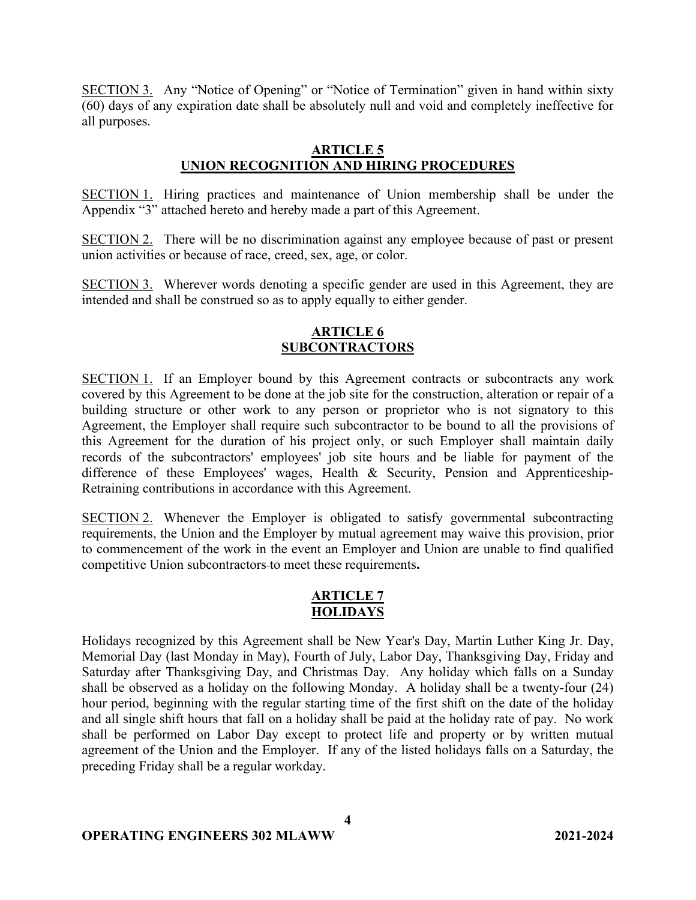SECTION 3. Any "Notice of Opening" or "Notice of Termination" given in hand within sixty (60) days of any expiration date shall be absolutely null and void and completely ineffective for all purposes.

## ARTICLE 5
## UNION RECOGNITION AND HIRING PROCEDURES

SECTION 1. Hiring practices and maintenance of Union membership shall be under the Appendix "3" attached hereto and hereby made a part of this Agreement.

SECTION 2. There will be no discrimination against any employee because of past or present union activities or because of race, creed, sex, age, or color.

SECTION 3. Wherever words denoting a specific gender are used in this Agreement, they are intended and shall be construed so as to apply equally to either gender.

## ARTICLE 6
## SUBCONTRACTORS

SECTION 1. If an Employer bound by this Agreement contracts or subcontracts any work covered by this Agreement to be done at the job site for the construction, alteration or repair of a building structure or other work to any person or proprietor who is not signatory to this Agreement, the Employer shall require such subcontractor to be bound to all the provisions of this Agreement for the duration of his project only, or such Employer shall maintain daily records of the subcontractors' employees' job site hours and be liable for payment of the difference of these Employees' wages, Health & Security, Pension and Apprenticeship-Retraining contributions in accordance with this Agreement.

SECTION 2. Whenever the Employer is obligated to satisfy governmental subcontracting requirements, the Union and the Employer by mutual agreement may waive this provision, prior to commencement of the work in the event an Employer and Union are unable to find qualified competitive Union subcontractors to meet these requirements**.**

## ARTICLE 7
## HOLIDAYS

Holidays recognized by this Agreement shall be New Year's Day, Martin Luther King Jr. Day, Memorial Day (last Monday in May), Fourth of July, Labor Day, Thanksgiving Day, Friday and Saturday after Thanksgiving Day, and Christmas Day. Any holiday which falls on a Sunday shall be observed as a holiday on the following Monday. A holiday shall be a twenty-four (24) hour period, beginning with the regular starting time of the first shift on the date of the holiday and all single shift hours that fall on a holiday shall be paid at the holiday rate of pay. No work shall be performed on Labor Day except to protect life and property or by written mutual agreement of the Union and the Employer. If any of the listed holidays falls on a Saturday, the preceding Friday shall be a regular workday.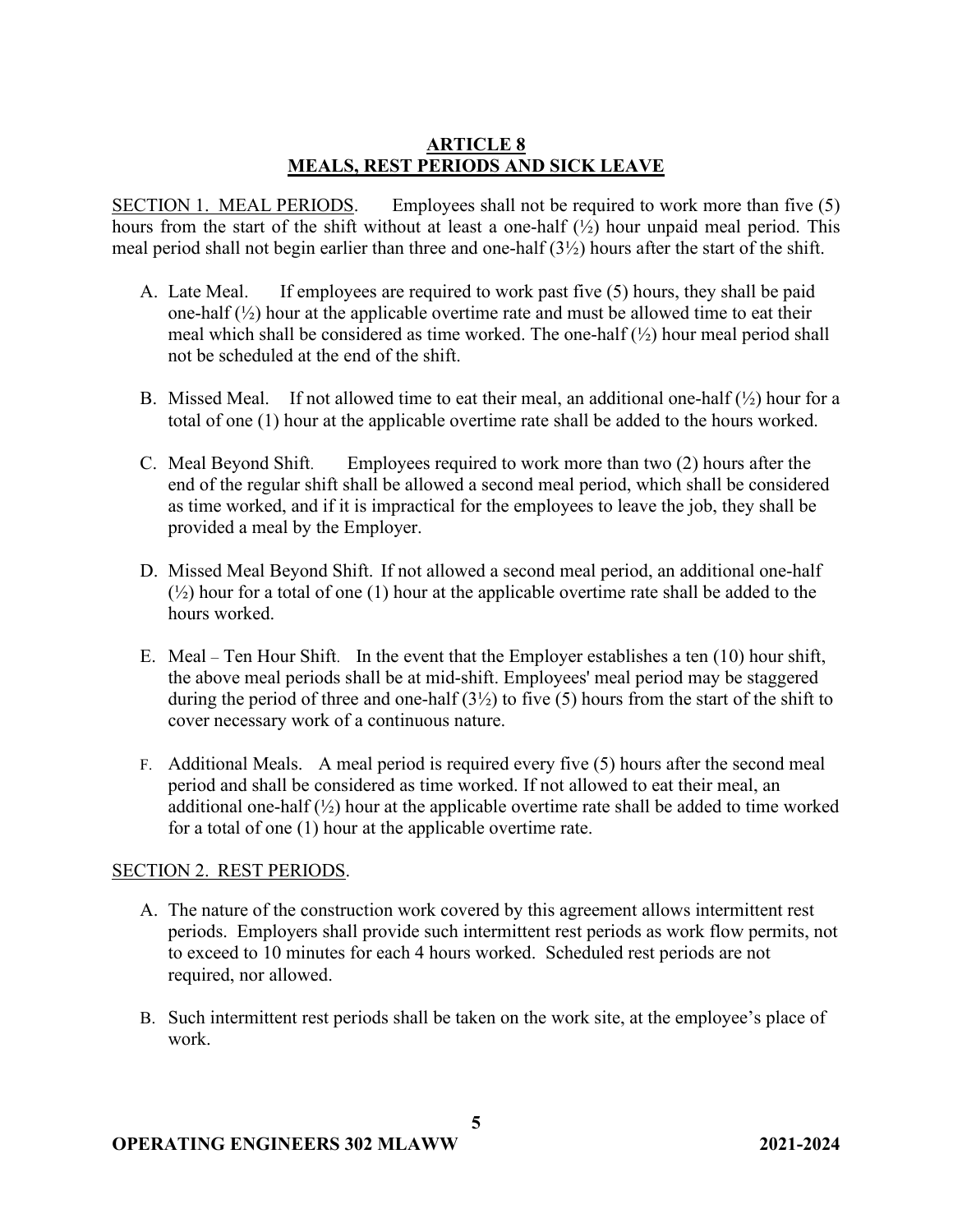## ARTICLE 8
## MEALS, REST PERIODS AND SICK LEAVE

SECTION 1. MEAL PERIODS. Employees shall not be required to work more than five (5) hours from the start of the shift without at least a one-half (½) hour unpaid meal period. This meal period shall not begin earlier than three and one-half (3½) hours after the start of the shift.

A. Late Meal. If employees are required to work past five (5) hours, they shall be paid one-half (½) hour at the applicable overtime rate and must be allowed time to eat their meal which shall be considered as time worked. The one-half (½) hour meal period shall not be scheduled at the end of the shift.

B. Missed Meal. If not allowed time to eat their meal, an additional one-half (½) hour for a total of one (1) hour at the applicable overtime rate shall be added to the hours worked.

C. Meal Beyond Shift. Employees required to work more than two (2) hours after the end of the regular shift shall be allowed a second meal period, which shall be considered as time worked, and if it is impractical for the employees to leave the job, they shall be provided a meal by the Employer.

D. Missed Meal Beyond Shift. If not allowed a second meal period, an additional one-half (½) hour for a total of one (1) hour at the applicable overtime rate shall be added to the hours worked.

E. Meal – Ten Hour Shift. In the event that the Employer establishes a ten (10) hour shift, the above meal periods shall be at mid-shift. Employees' meal period may be staggered during the period of three and one-half (3½) to five (5) hours from the start of the shift to cover necessary work of a continuous nature.

F. Additional Meals. A meal period is required every five (5) hours after the second meal period and shall be considered as time worked. If not allowed to eat their meal, an additional one-half (½) hour at the applicable overtime rate shall be added to time worked for a total of one (1) hour at the applicable overtime rate.

SECTION 2. REST PERIODS.

A. The nature of the construction work covered by this agreement allows intermittent rest periods. Employers shall provide such intermittent rest periods as work flow permits, not to exceed to 10 minutes for each 4 hours worked. Scheduled rest periods are not required, nor allowed.

B. Such intermittent rest periods shall be taken on the work site, at the employee's place of work.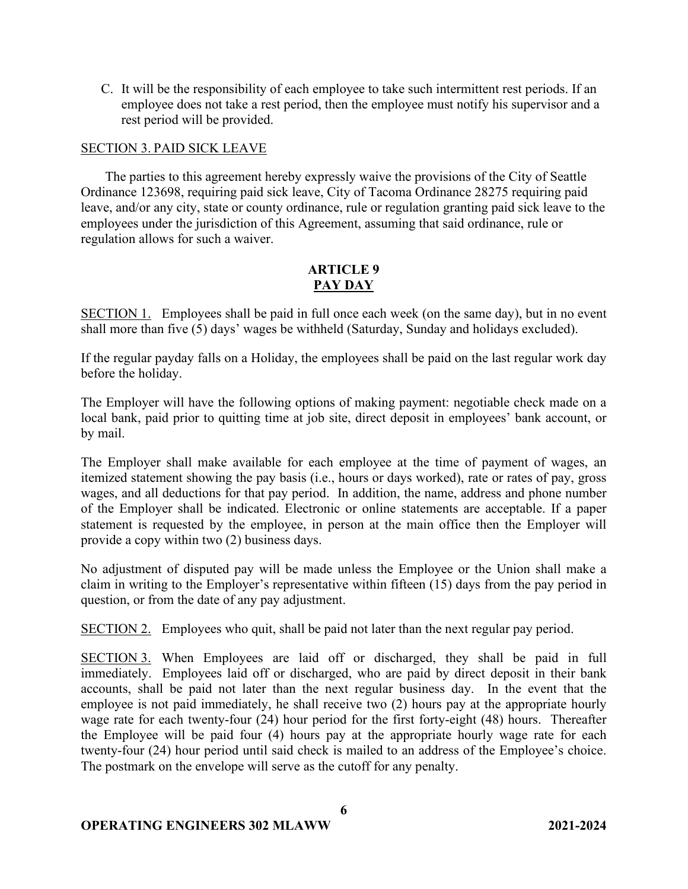C. It will be the responsibility of each employee to take such intermittent rest periods. If an employee does not take a rest period, then the employee must notify his supervisor and a rest period will be provided.

SECTION 3. PAID SICK LEAVE

The parties to this agreement hereby expressly waive the provisions of the City of Seattle Ordinance 123698, requiring paid sick leave, City of Tacoma Ordinance 28275 requiring paid leave, and/or any city, state or county ordinance, rule or regulation granting paid sick leave to the employees under the jurisdiction of this Agreement, assuming that said ordinance, rule or regulation allows for such a waiver.

## ARTICLE 9
## PAY DAY

SECTION 1. Employees shall be paid in full once each week (on the same day), but in no event shall more than five (5) days' wages be withheld (Saturday, Sunday and holidays excluded).

If the regular payday falls on a Holiday, the employees shall be paid on the last regular work day before the holiday.

The Employer will have the following options of making payment: negotiable check made on a local bank, paid prior to quitting time at job site, direct deposit in employees' bank account, or by mail.

The Employer shall make available for each employee at the time of payment of wages, an itemized statement showing the pay basis (i.e., hours or days worked), rate or rates of pay, gross wages, and all deductions for that pay period. In addition, the name, address and phone number of the Employer shall be indicated. Electronic or online statements are acceptable. If a paper statement is requested by the employee, in person at the main office then the Employer will provide a copy within two (2) business days.

No adjustment of disputed pay will be made unless the Employee or the Union shall make a claim in writing to the Employer's representative within fifteen (15) days from the pay period in question, or from the date of any pay adjustment.

SECTION 2. Employees who quit, shall be paid not later than the next regular pay period.

SECTION 3. When Employees are laid off or discharged, they shall be paid in full immediately. Employees laid off or discharged, who are paid by direct deposit in their bank accounts, shall be paid not later than the next regular business day. In the event that the employee is not paid immediately, he shall receive two (2) hours pay at the appropriate hourly wage rate for each twenty-four (24) hour period for the first forty-eight (48) hours. Thereafter the Employee will be paid four (4) hours pay at the appropriate hourly wage rate for each twenty-four (24) hour period until said check is mailed to an address of the Employee's choice. The postmark on the envelope will serve as the cutoff for any penalty.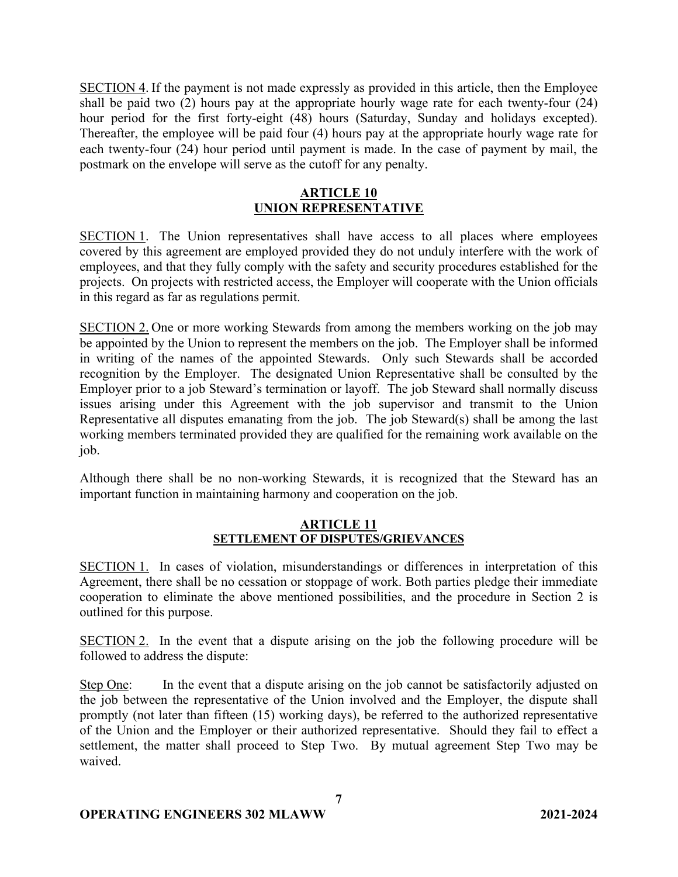SECTION 4. If the payment is not made expressly as provided in this article, then the Employee shall be paid two (2) hours pay at the appropriate hourly wage rate for each twenty-four (24) hour period for the first forty-eight (48) hours (Saturday, Sunday and holidays excepted). Thereafter, the employee will be paid four (4) hours pay at the appropriate hourly wage rate for each twenty-four (24) hour period until payment is made. In the case of payment by mail, the postmark on the envelope will serve as the cutoff for any penalty.

## ARTICLE 10
## UNION REPRESENTATIVE

SECTION 1. The Union representatives shall have access to all places where employees covered by this agreement are employed provided they do not unduly interfere with the work of employees, and that they fully comply with the safety and security procedures established for the projects. On projects with restricted access, the Employer will cooperate with the Union officials in this regard as far as regulations permit.

SECTION 2. One or more working Stewards from among the members working on the job may be appointed by the Union to represent the members on the job. The Employer shall be informed in writing of the names of the appointed Stewards. Only such Stewards shall be accorded recognition by the Employer. The designated Union Representative shall be consulted by the Employer prior to a job Steward's termination or layoff. The job Steward shall normally discuss issues arising under this Agreement with the job supervisor and transmit to the Union Representative all disputes emanating from the job. The job Steward(s) shall be among the last working members terminated provided they are qualified for the remaining work available on the job.

Although there shall be no non-working Stewards, it is recognized that the Steward has an important function in maintaining harmony and cooperation on the job.

## ARTICLE 11
## SETTLEMENT OF DISPUTES/GRIEVANCES

SECTION 1. In cases of violation, misunderstandings or differences in interpretation of this Agreement, there shall be no cessation or stoppage of work. Both parties pledge their immediate cooperation to eliminate the above mentioned possibilities, and the procedure in Section 2 is outlined for this purpose.

SECTION 2. In the event that a dispute arising on the job the following procedure will be followed to address the dispute:

Step One: In the event that a dispute arising on the job cannot be satisfactorily adjusted on the job between the representative of the Union involved and the Employer, the dispute shall promptly (not later than fifteen (15) working days), be referred to the authorized representative of the Union and the Employer or their authorized representative. Should they fail to effect a settlement, the matter shall proceed to Step Two. By mutual agreement Step Two may be waived.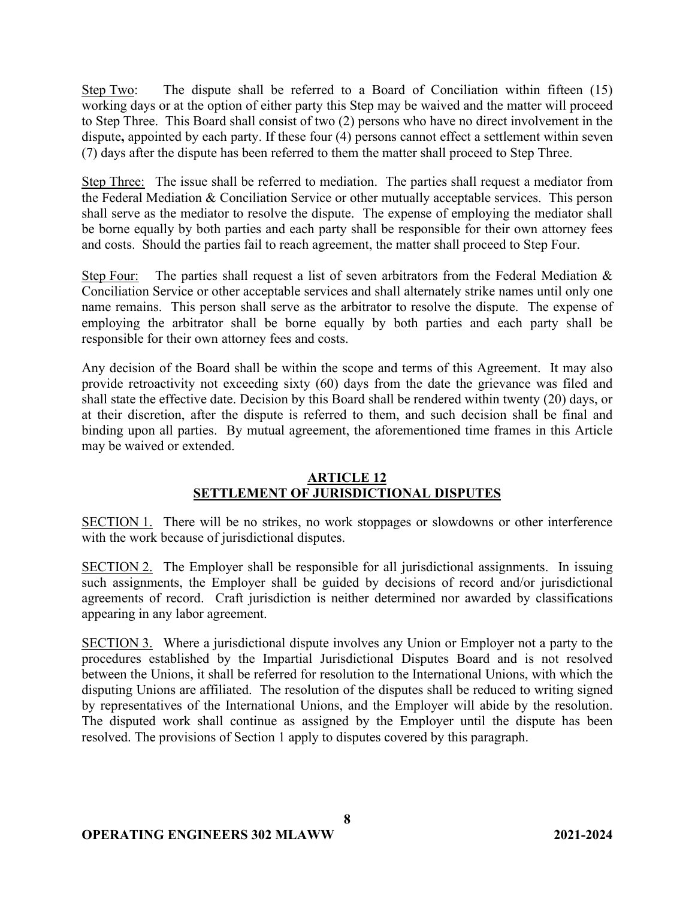Step Two: The dispute shall be referred to a Board of Conciliation within fifteen (15) working days or at the option of either party this Step may be waived and the matter will proceed to Step Three. This Board shall consist of two (2) persons who have no direct involvement in the dispute**,** appointed by each party. If these four (4) persons cannot effect a settlement within seven (7) days after the dispute has been referred to them the matter shall proceed to Step Three.

Step Three: The issue shall be referred to mediation. The parties shall request a mediator from the Federal Mediation & Conciliation Service or other mutually acceptable services. This person shall serve as the mediator to resolve the dispute. The expense of employing the mediator shall be borne equally by both parties and each party shall be responsible for their own attorney fees and costs. Should the parties fail to reach agreement, the matter shall proceed to Step Four.

Step Four: The parties shall request a list of seven arbitrators from the Federal Mediation & Conciliation Service or other acceptable services and shall alternately strike names until only one name remains. This person shall serve as the arbitrator to resolve the dispute. The expense of employing the arbitrator shall be borne equally by both parties and each party shall be responsible for their own attorney fees and costs.

Any decision of the Board shall be within the scope and terms of this Agreement. It may also provide retroactivity not exceeding sixty (60) days from the date the grievance was filed and shall state the effective date. Decision by this Board shall be rendered within twenty (20) days, or at their discretion, after the dispute is referred to them, and such decision shall be final and binding upon all parties. By mutual agreement, the aforementioned time frames in this Article may be waived or extended.

## ARTICLE 12
## SETTLEMENT OF JURISDICTIONAL DISPUTES

SECTION 1. There will be no strikes, no work stoppages or slowdowns or other interference with the work because of jurisdictional disputes.

SECTION 2. The Employer shall be responsible for all jurisdictional assignments. In issuing such assignments, the Employer shall be guided by decisions of record and/or jurisdictional agreements of record. Craft jurisdiction is neither determined nor awarded by classifications appearing in any labor agreement.

SECTION 3. Where a jurisdictional dispute involves any Union or Employer not a party to the procedures established by the Impartial Jurisdictional Disputes Board and is not resolved between the Unions, it shall be referred for resolution to the International Unions, with which the disputing Unions are affiliated. The resolution of the disputes shall be reduced to writing signed by representatives of the International Unions, and the Employer will abide by the resolution. The disputed work shall continue as assigned by the Employer until the dispute has been resolved. The provisions of Section 1 apply to disputes covered by this paragraph.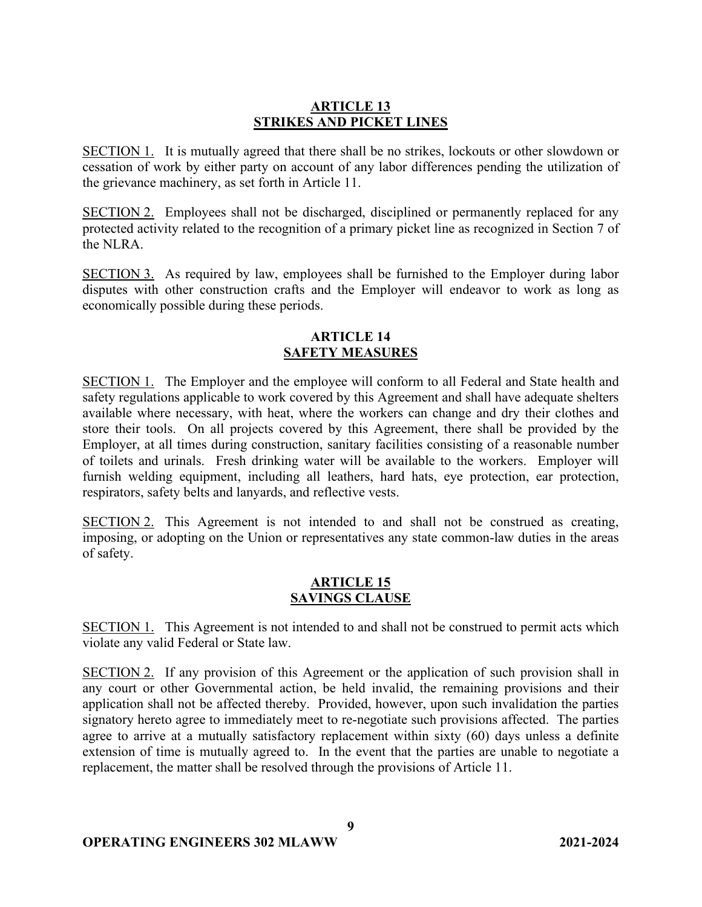## ARTICLE 13
## STRIKES AND PICKET LINES

SECTION 1. It is mutually agreed that there shall be no strikes, lockouts or other slowdown or cessation of work by either party on account of any labor differences pending the utilization of the grievance machinery, as set forth in Article 11.

SECTION 2. Employees shall not be discharged, disciplined or permanently replaced for any protected activity related to the recognition of a primary picket line as recognized in Section 7 of the NLRA.

SECTION 3. As required by law, employees shall be furnished to the Employer during labor disputes with other construction crafts and the Employer will endeavor to work as long as economically possible during these periods.

## ARTICLE 14
## SAFETY MEASURES

SECTION 1. The Employer and the employee will conform to all Federal and State health and safety regulations applicable to work covered by this Agreement and shall have adequate shelters available where necessary, with heat, where the workers can change and dry their clothes and store their tools. On all projects covered by this Agreement, there shall be provided by the Employer, at all times during construction, sanitary facilities consisting of a reasonable number of toilets and urinals. Fresh drinking water will be available to the workers. Employer will furnish welding equipment, including all leathers, hard hats, eye protection, ear protection, respirators, safety belts and lanyards, and reflective vests.

SECTION 2. This Agreement is not intended to and shall not be construed as creating, imposing, or adopting on the Union or representatives any state common-law duties in the areas of safety.

## ARTICLE 15
## SAVINGS CLAUSE

SECTION 1. This Agreement is not intended to and shall not be construed to permit acts which violate any valid Federal or State law.

SECTION 2. If any provision of this Agreement or the application of such provision shall in any court or other Governmental action, be held invalid, the remaining provisions and their application shall not be affected thereby. Provided, however, upon such invalidation the parties signatory hereto agree to immediately meet to re-negotiate such provisions affected. The parties agree to arrive at a mutually satisfactory replacement within sixty (60) days unless a definite extension of time is mutually agreed to. In the event that the parties are unable to negotiate a replacement, the matter shall be resolved through the provisions of Article 11.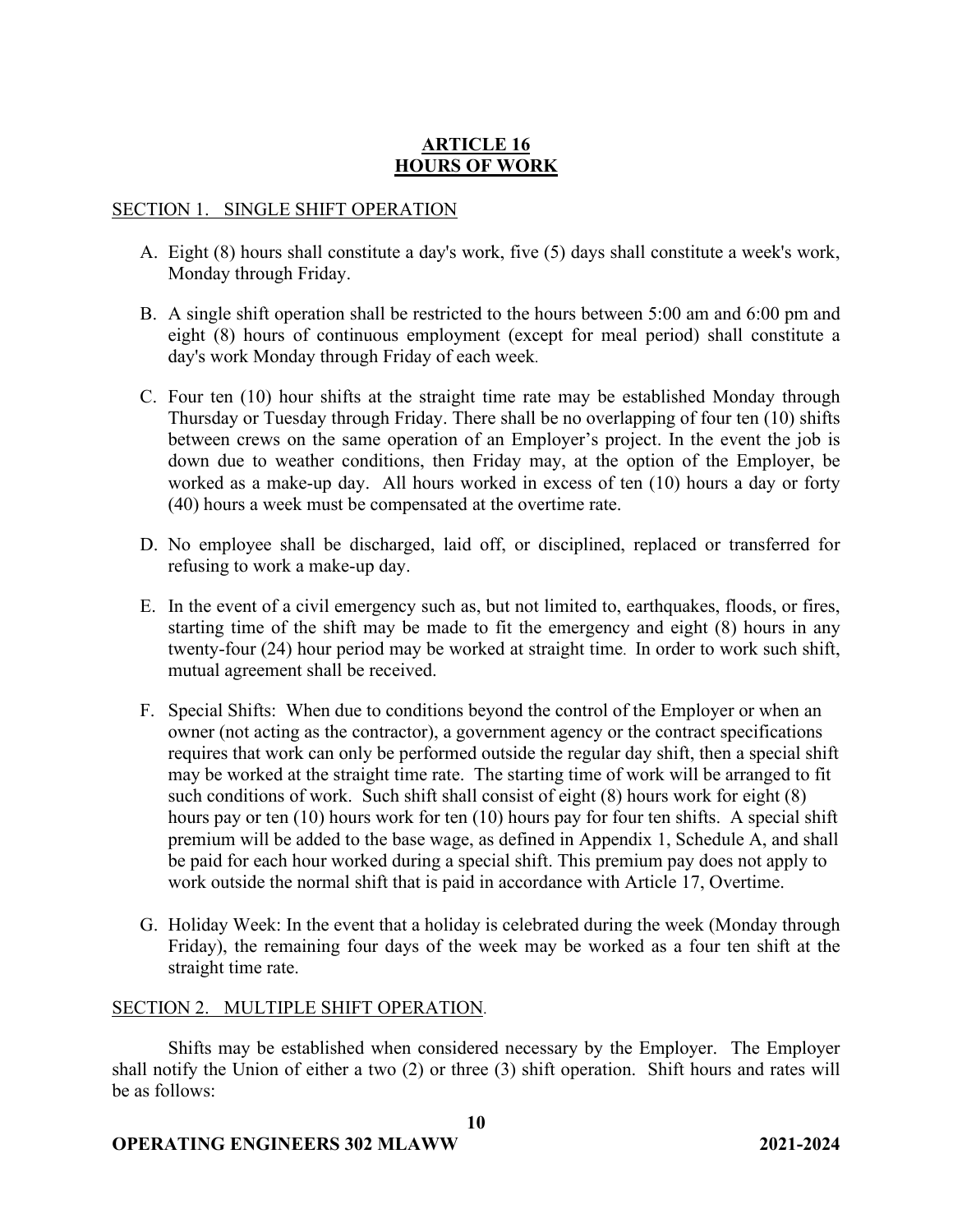# ARTICLE 16
# HOURS OF WORK

## SECTION 1. SINGLE SHIFT OPERATION

A. Eight (8) hours shall constitute a day's work, five (5) days shall constitute a week's work, Monday through Friday.

B. A single shift operation shall be restricted to the hours between 5:00 am and 6:00 pm and eight (8) hours of continuous employment (except for meal period) shall constitute a day's work Monday through Friday of each week.

C. Four ten (10) hour shifts at the straight time rate may be established Monday through Thursday or Tuesday through Friday. There shall be no overlapping of four ten (10) shifts between crews on the same operation of an Employer's project. In the event the job is down due to weather conditions, then Friday may, at the option of the Employer, be worked as a make-up day. All hours worked in excess of ten (10) hours a day or forty (40) hours a week must be compensated at the overtime rate.

D. No employee shall be discharged, laid off, or disciplined, replaced or transferred for refusing to work a make-up day.

E. In the event of a civil emergency such as, but not limited to, earthquakes, floods, or fires, starting time of the shift may be made to fit the emergency and eight (8) hours in any twenty-four (24) hour period may be worked at straight time. In order to work such shift, mutual agreement shall be received.

F. Special Shifts: When due to conditions beyond the control of the Employer or when an owner (not acting as the contractor), a government agency or the contract specifications requires that work can only be performed outside the regular day shift, then a special shift may be worked at the straight time rate. The starting time of work will be arranged to fit such conditions of work. Such shift shall consist of eight (8) hours work for eight (8) hours pay or ten (10) hours work for ten (10) hours pay for four ten shifts. A special shift premium will be added to the base wage, as defined in Appendix 1, Schedule A, and shall be paid for each hour worked during a special shift. This premium pay does not apply to work outside the normal shift that is paid in accordance with Article 17, Overtime.

G. Holiday Week: In the event that a holiday is celebrated during the week (Monday through Friday), the remaining four days of the week may be worked as a four ten shift at the straight time rate.

## SECTION 2. MULTIPLE SHIFT OPERATION.

Shifts may be established when considered necessary by the Employer. The Employer shall notify the Union of either a two (2) or three (3) shift operation. Shift hours and rates will be as follows: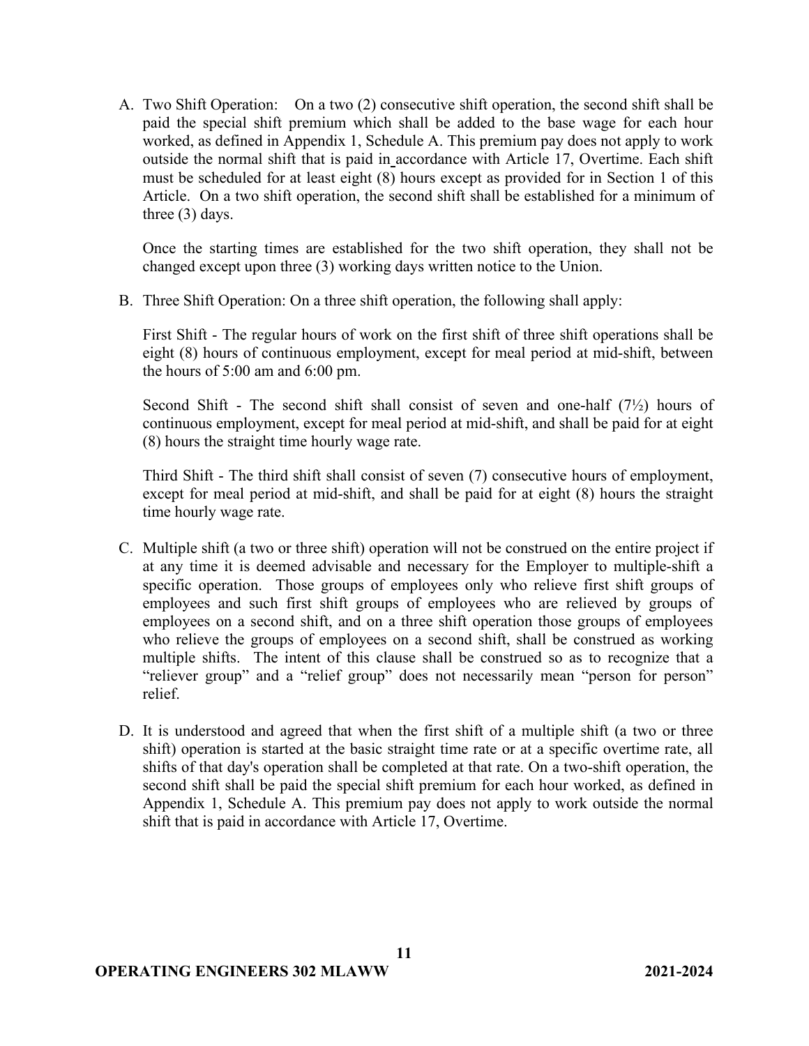A. Two Shift Operation: On a two (2) consecutive shift operation, the second shift shall be paid the special shift premium which shall be added to the base wage for each hour worked, as defined in Appendix 1, Schedule A. This premium pay does not apply to work outside the normal shift that is paid in accordance with Article 17, Overtime. Each shift must be scheduled for at least eight (8) hours except as provided for in Section 1 of this Article. On a two shift operation, the second shift shall be established for a minimum of three (3) days.

   Once the starting times are established for the two shift operation, they shall not be changed except upon three (3) working days written notice to the Union.

B. Three Shift Operation: On a three shift operation, the following shall apply:

   First Shift - The regular hours of work on the first shift of three shift operations shall be eight (8) hours of continuous employment, except for meal period at mid-shift, between the hours of 5:00 am and 6:00 pm.

   Second Shift - The second shift shall consist of seven and one-half (7½) hours of continuous employment, except for meal period at mid-shift, and shall be paid for at eight (8) hours the straight time hourly wage rate.

   Third Shift - The third shift shall consist of seven (7) consecutive hours of employment, except for meal period at mid-shift, and shall be paid for at eight (8) hours the straight time hourly wage rate.

C. Multiple shift (a two or three shift) operation will not be construed on the entire project if at any time it is deemed advisable and necessary for the Employer to multiple-shift a specific operation. Those groups of employees only who relieve first shift groups of employees and such first shift groups of employees who are relieved by groups of employees on a second shift, and on a three shift operation those groups of employees who relieve the groups of employees on a second shift, shall be construed as working multiple shifts. The intent of this clause shall be construed so as to recognize that a "reliever group" and a "relief group" does not necessarily mean "person for person" relief.

D. It is understood and agreed that when the first shift of a multiple shift (a two or three shift) operation is started at the basic straight time rate or at a specific overtime rate, all shifts of that day's operation shall be completed at that rate. On a two-shift operation, the second shift shall be paid the special shift premium for each hour worked, as defined in Appendix 1, Schedule A. This premium pay does not apply to work outside the normal shift that is paid in accordance with Article 17, Overtime.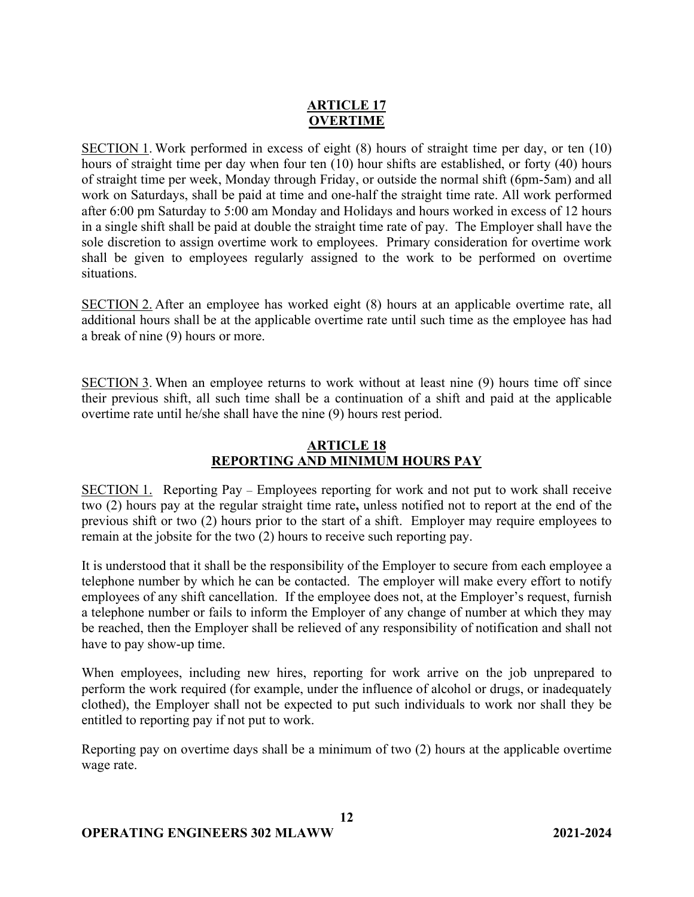## ARTICLE 17
## OVERTIME

SECTION 1. Work performed in excess of eight (8) hours of straight time per day, or ten (10) hours of straight time per day when four ten (10) hour shifts are established, or forty (40) hours of straight time per week, Monday through Friday, or outside the normal shift (6pm-5am) and all work on Saturdays, shall be paid at time and one-half the straight time rate. All work performed after 6:00 pm Saturday to 5:00 am Monday and Holidays and hours worked in excess of 12 hours in a single shift shall be paid at double the straight time rate of pay. The Employer shall have the sole discretion to assign overtime work to employees. Primary consideration for overtime work shall be given to employees regularly assigned to the work to be performed on overtime situations.

SECTION 2. After an employee has worked eight (8) hours at an applicable overtime rate, all additional hours shall be at the applicable overtime rate until such time as the employee has had a break of nine (9) hours or more.

SECTION 3. When an employee returns to work without at least nine (9) hours time off since their previous shift, all such time shall be a continuation of a shift and paid at the applicable overtime rate until he/she shall have the nine (9) hours rest period.

## ARTICLE 18
## REPORTING AND MINIMUM HOURS PAY

SECTION 1. Reporting Pay – Employees reporting for work and not put to work shall receive two (2) hours pay at the regular straight time rate**,** unless notified not to report at the end of the previous shift or two (2) hours prior to the start of a shift. Employer may require employees to remain at the jobsite for the two (2) hours to receive such reporting pay.

It is understood that it shall be the responsibility of the Employer to secure from each employee a telephone number by which he can be contacted. The employer will make every effort to notify employees of any shift cancellation. If the employee does not, at the Employer's request, furnish a telephone number or fails to inform the Employer of any change of number at which they may be reached, then the Employer shall be relieved of any responsibility of notification and shall not have to pay show-up time.

When employees, including new hires, reporting for work arrive on the job unprepared to perform the work required (for example, under the influence of alcohol or drugs, or inadequately clothed), the Employer shall not be expected to put such individuals to work nor shall they be entitled to reporting pay if not put to work.

Reporting pay on overtime days shall be a minimum of two (2) hours at the applicable overtime wage rate.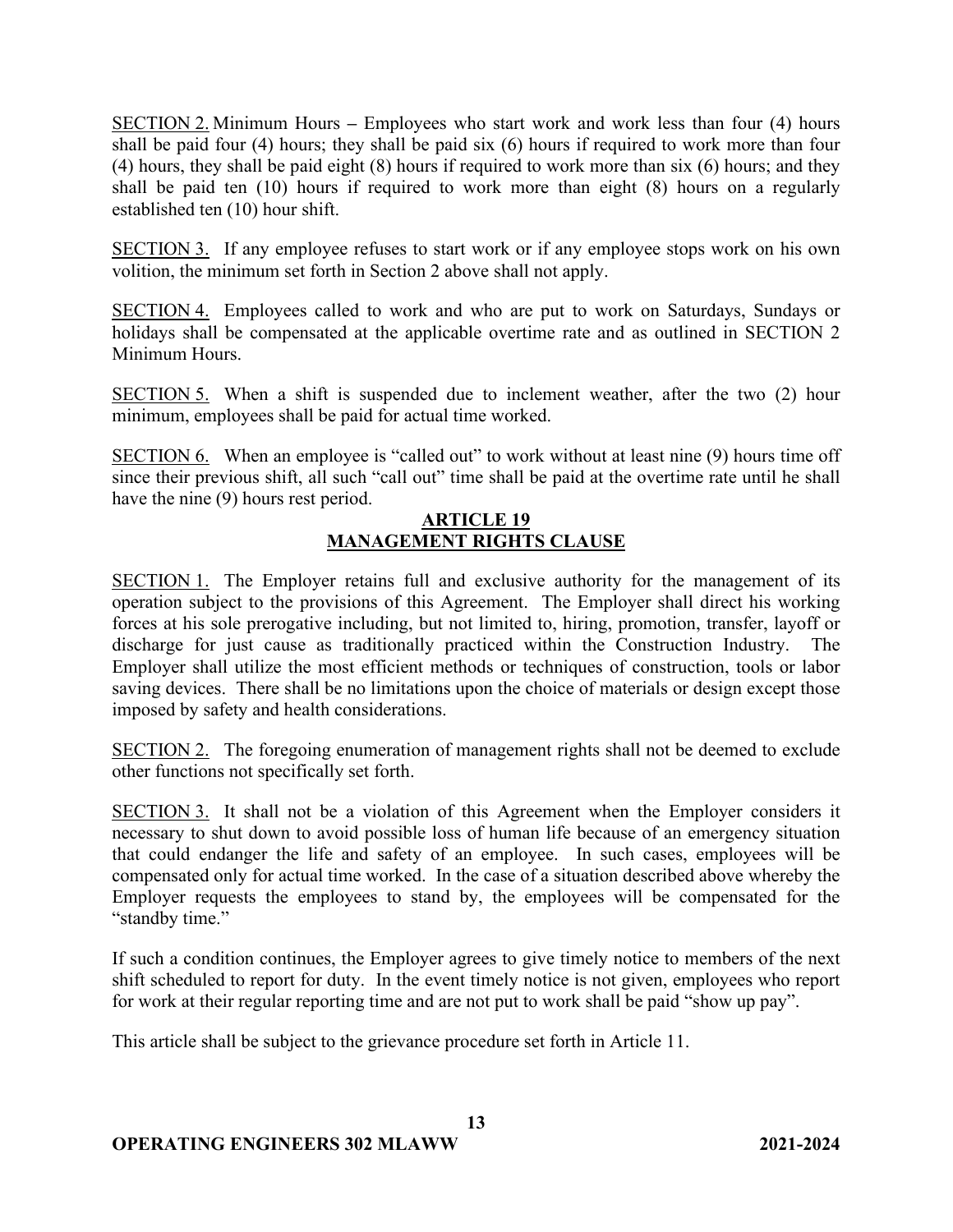SECTION 2. Minimum Hours – Employees who start work and work less than four (4) hours shall be paid four (4) hours; they shall be paid six (6) hours if required to work more than four (4) hours, they shall be paid eight (8) hours if required to work more than six (6) hours; and they shall be paid ten (10) hours if required to work more than eight (8) hours on a regularly established ten (10) hour shift.

SECTION 3. If any employee refuses to start work or if any employee stops work on his own volition, the minimum set forth in Section 2 above shall not apply.

SECTION 4. Employees called to work and who are put to work on Saturdays, Sundays or holidays shall be compensated at the applicable overtime rate and as outlined in SECTION 2 Minimum Hours.

SECTION 5. When a shift is suspended due to inclement weather, after the two (2) hour minimum, employees shall be paid for actual time worked.

SECTION 6. When an employee is "called out" to work without at least nine (9) hours time off since their previous shift, all such "call out" time shall be paid at the overtime rate until he shall have the nine (9) hours rest period.

## ARTICLE 19
## MANAGEMENT RIGHTS CLAUSE

SECTION 1. The Employer retains full and exclusive authority for the management of its operation subject to the provisions of this Agreement. The Employer shall direct his working forces at his sole prerogative including, but not limited to, hiring, promotion, transfer, layoff or discharge for just cause as traditionally practiced within the Construction Industry. The Employer shall utilize the most efficient methods or techniques of construction, tools or labor saving devices. There shall be no limitations upon the choice of materials or design except those imposed by safety and health considerations.

SECTION 2. The foregoing enumeration of management rights shall not be deemed to exclude other functions not specifically set forth.

SECTION 3. It shall not be a violation of this Agreement when the Employer considers it necessary to shut down to avoid possible loss of human life because of an emergency situation that could endanger the life and safety of an employee. In such cases, employees will be compensated only for actual time worked. In the case of a situation described above whereby the Employer requests the employees to stand by, the employees will be compensated for the "standby time."

If such a condition continues, the Employer agrees to give timely notice to members of the next shift scheduled to report for duty. In the event timely notice is not given, employees who report for work at their regular reporting time and are not put to work shall be paid "show up pay".

This article shall be subject to the grievance procedure set forth in Article 11.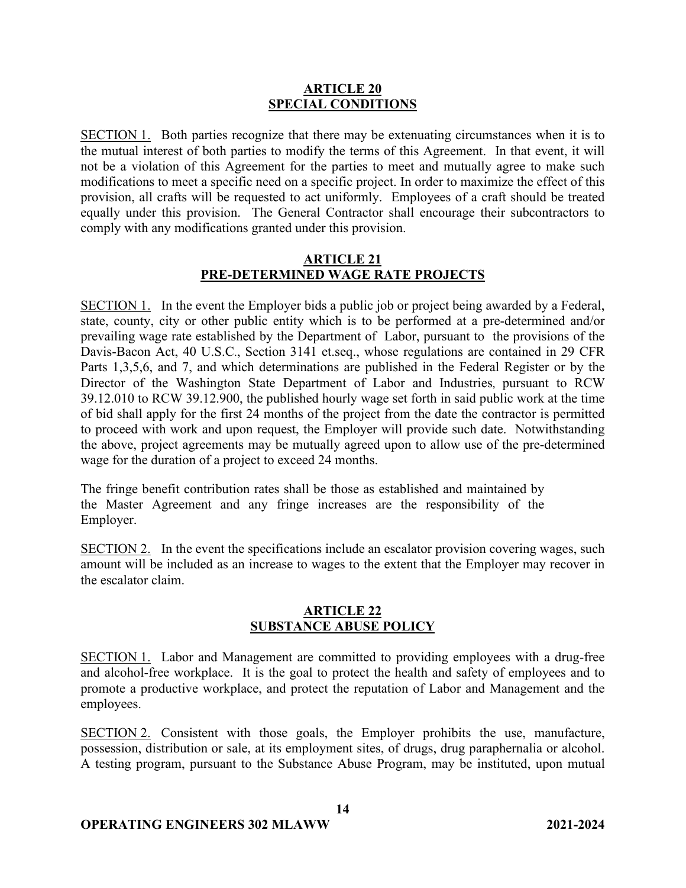## ARTICLE 20
## SPECIAL CONDITIONS

SECTION 1. Both parties recognize that there may be extenuating circumstances when it is to the mutual interest of both parties to modify the terms of this Agreement. In that event, it will not be a violation of this Agreement for the parties to meet and mutually agree to make such modifications to meet a specific need on a specific project. In order to maximize the effect of this provision, all crafts will be requested to act uniformly. Employees of a craft should be treated equally under this provision. The General Contractor shall encourage their subcontractors to comply with any modifications granted under this provision.

## ARTICLE 21
## PRE-DETERMINED WAGE RATE PROJECTS

SECTION 1. In the event the Employer bids a public job or project being awarded by a Federal, state, county, city or other public entity which is to be performed at a pre-determined and/or prevailing wage rate established by the Department of Labor, pursuant to the provisions of the Davis-Bacon Act, 40 U.S.C., Section 3141 et.seq., whose regulations are contained in 29 CFR Parts 1,3,5,6, and 7, and which determinations are published in the Federal Register or by the Director of the Washington State Department of Labor and Industries, pursuant to RCW 39.12.010 to RCW 39.12.900, the published hourly wage set forth in said public work at the time of bid shall apply for the first 24 months of the project from the date the contractor is permitted to proceed with work and upon request, the Employer will provide such date. Notwithstanding the above, project agreements may be mutually agreed upon to allow use of the pre-determined wage for the duration of a project to exceed 24 months.

The fringe benefit contribution rates shall be those as established and maintained by the Master Agreement and any fringe increases are the responsibility of the Employer.

SECTION 2. In the event the specifications include an escalator provision covering wages, such amount will be included as an increase to wages to the extent that the Employer may recover in the escalator claim.

## ARTICLE 22
## SUBSTANCE ABUSE POLICY

SECTION 1. Labor and Management are committed to providing employees with a drug-free and alcohol-free workplace. It is the goal to protect the health and safety of employees and to promote a productive workplace, and protect the reputation of Labor and Management and the employees.

SECTION 2. Consistent with those goals, the Employer prohibits the use, manufacture, possession, distribution or sale, at its employment sites, of drugs, drug paraphernalia or alcohol. A testing program, pursuant to the Substance Abuse Program, may be instituted, upon mutual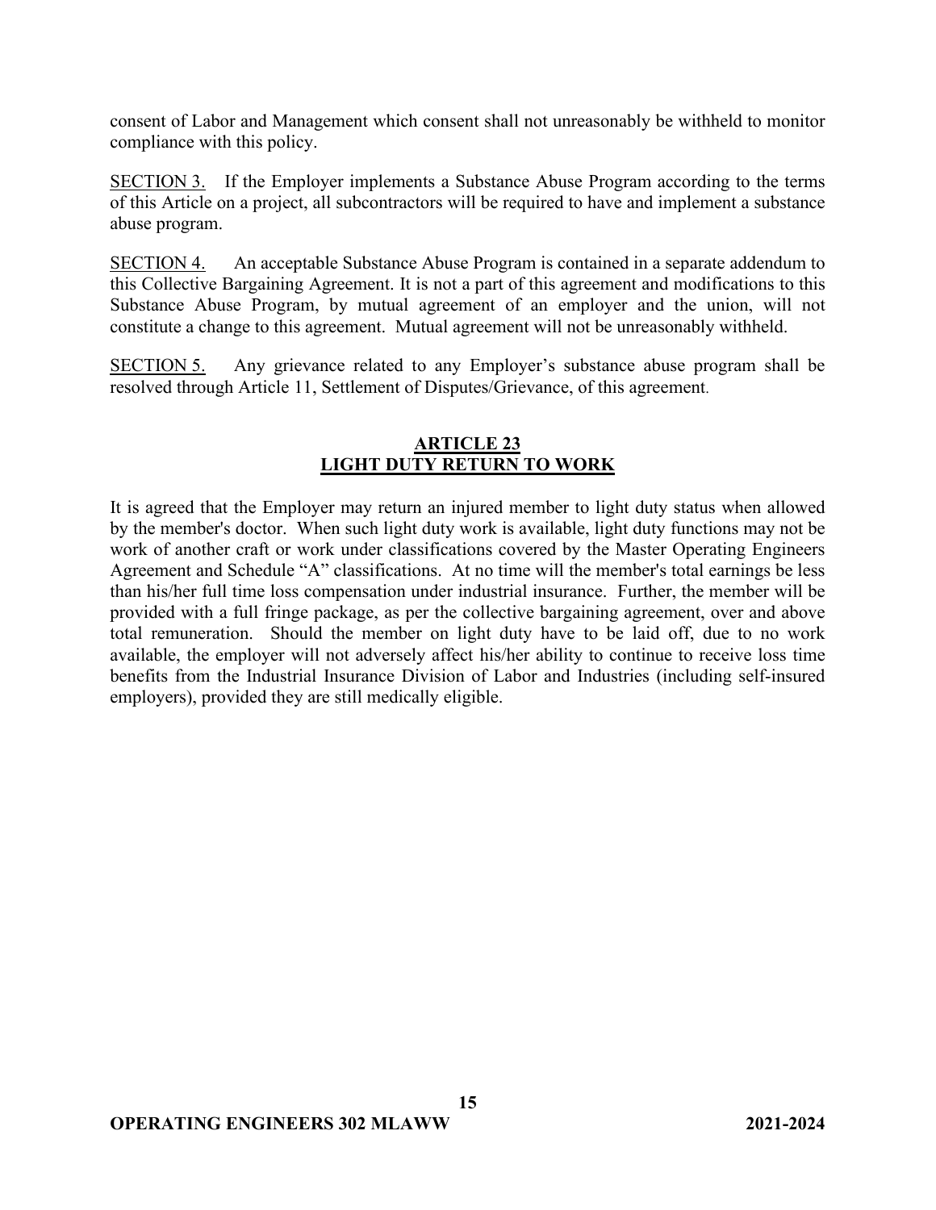consent of Labor and Management which consent shall not unreasonably be withheld to monitor compliance with this policy.

SECTION 3. If the Employer implements a Substance Abuse Program according to the terms of this Article on a project, all subcontractors will be required to have and implement a substance abuse program.

SECTION 4. An acceptable Substance Abuse Program is contained in a separate addendum to this Collective Bargaining Agreement. It is not a part of this agreement and modifications to this Substance Abuse Program, by mutual agreement of an employer and the union, will not constitute a change to this agreement. Mutual agreement will not be unreasonably withheld.

SECTION 5. Any grievance related to any Employer's substance abuse program shall be resolved through Article 11, Settlement of Disputes/Grievance, of this agreement.

## ARTICLE 23
## LIGHT DUTY RETURN TO WORK

It is agreed that the Employer may return an injured member to light duty status when allowed by the member's doctor. When such light duty work is available, light duty functions may not be work of another craft or work under classifications covered by the Master Operating Engineers Agreement and Schedule "A" classifications. At no time will the member's total earnings be less than his/her full time loss compensation under industrial insurance. Further, the member will be provided with a full fringe package, as per the collective bargaining agreement, over and above total remuneration. Should the member on light duty have to be laid off, due to no work available, the employer will not adversely affect his/her ability to continue to receive loss time benefits from the Industrial Insurance Division of Labor and Industries (including self-insured employers), provided they are still medically eligible.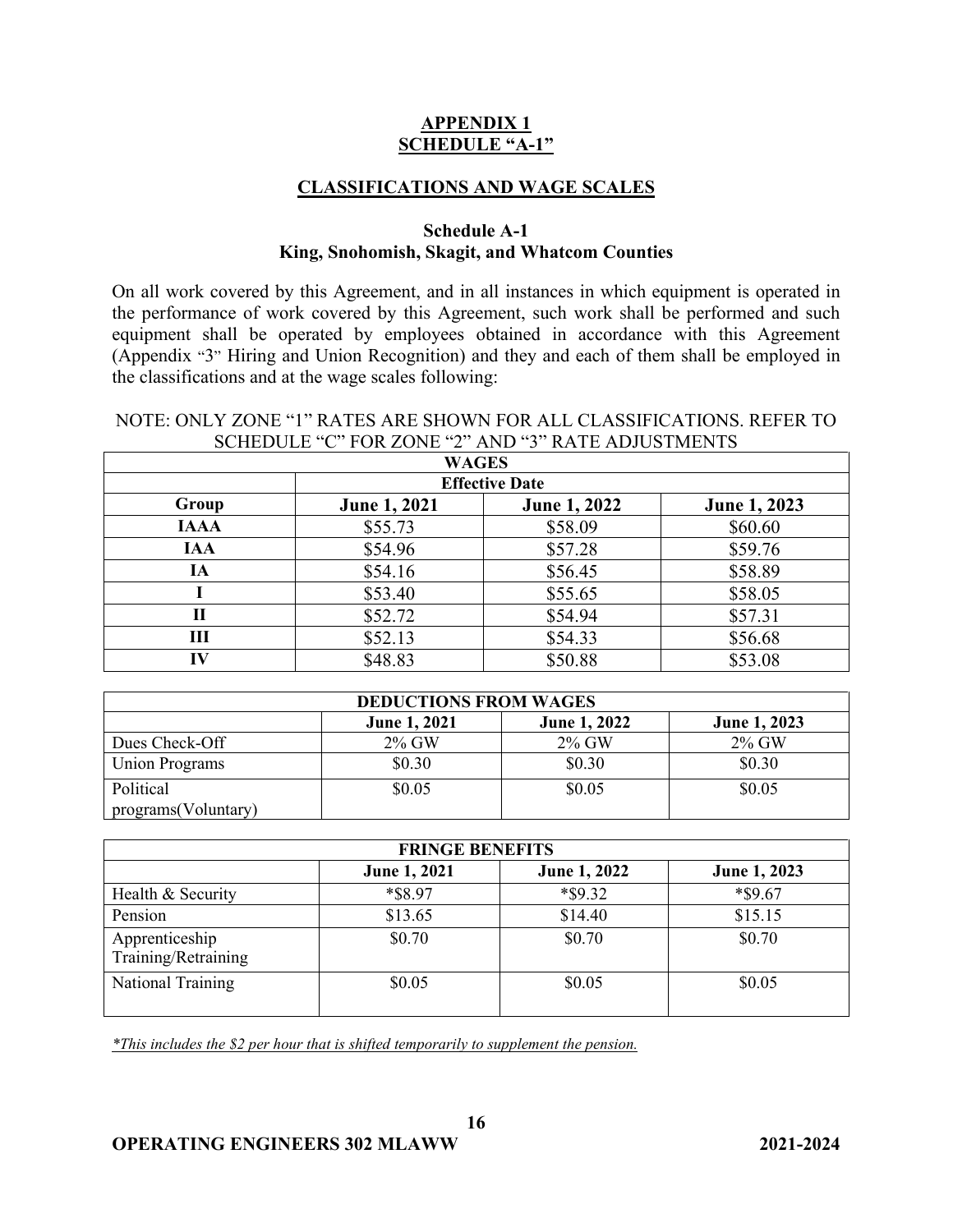## APPENDIX 1
## SCHEDULE "A-1"

### CLASSIFICATIONS AND WAGE SCALES

### Schedule A-1
### King, Snohomish, Skagit, and Whatcom Counties

On all work covered by this Agreement, and in all instances in which equipment is operated in the performance of work covered by this Agreement, such work shall be performed and such equipment shall be operated by employees obtained in accordance with this Agreement (Appendix "3" Hiring and Union Recognition) and they and each of them shall be employed in the classifications and at the wage scales following:

NOTE: ONLY ZONE "1" RATES ARE SHOWN FOR ALL CLASSIFICATIONS. REFER TO SCHEDULE "C" FOR ZONE "2" AND "3" RATE ADJUSTMENTS

| **WAGES** | | | |
|---|---|---|---|
| | **Effective Date** | | |
| **Group** | **June 1, 2021** | **June 1, 2022** | **June 1, 2023** |
| **IAAA** | $55.73 | $58.09 | $60.60 |
| **IAA** | $54.96 | $57.28 | $59.76 |
| **IA** | $54.16 | $56.45 | $58.89 |
| **I** | $53.40 | $55.65 | $58.05 |
| **II** | $52.72 | $54.94 | $57.31 |
| **III** | $52.13 | $54.33 | $56.68 |
| **IV** | $48.83 | $50.88 | $53.08 |

| **DEDUCTIONS FROM WAGES** | | | |
|---|---|---|---|
| | **June 1, 2021** | **June 1, 2022** | **June 1, 2023** |
| Dues Check-Off | 2% GW | 2% GW | 2% GW |
| Union Programs | $0.30 | $0.30 | $0.30 |
| Political programs(Voluntary) | $0.05 | $0.05 | $0.05 |

| **FRINGE BENEFITS** | | | |
|---|---|---|---|
| | **June 1, 2021** | **June 1, 2022** | **June 1, 2023** |
| Health & Security | *$8.97 | *$9.32 | *$9.67 |
| Pension | $13.65 | $14.40 | $15.15 |
| Apprenticeship Training/Retraining | $0.70 | $0.70 | $0.70 |
| National Training | $0.05 | $0.05 | $0.05 |

*\*This includes the $2 per hour that is shifted temporarily to supplement the pension.*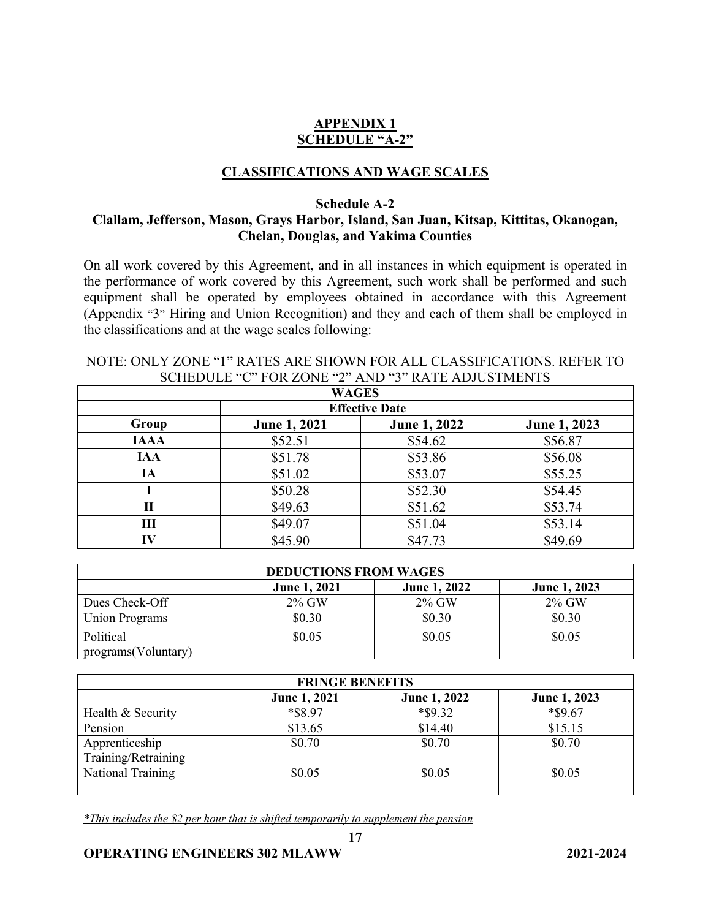## APPENDIX 1
## SCHEDULE "A-2"

### CLASSIFICATIONS AND WAGE SCALES

**Schedule A-2**
**Clallam, Jefferson, Mason, Grays Harbor, Island, San Juan, Kitsap, Kittitas, Okanogan, Chelan, Douglas, and Yakima Counties**

On all work covered by this Agreement, and in all instances in which equipment is operated in the performance of work covered by this Agreement, such work shall be performed and such equipment shall be operated by employees obtained in accordance with this Agreement (Appendix "3" Hiring and Union Recognition) and they and each of them shall be employed in the classifications and at the wage scales following:

NOTE: ONLY ZONE "1" RATES ARE SHOWN FOR ALL CLASSIFICATIONS. REFER TO SCHEDULE "C" FOR ZONE "2" AND "3" RATE ADJUSTMENTS

| WAGES | | | |
|---|---|---|---|
| | Effective Date | | |
| **Group** | **June 1, 2021** | **June 1, 2022** | **June 1, 2023** |
| **IAAA** | $52.51 | $54.62 | $56.87 |
| **IAA** | $51.78 | $53.86 | $56.08 |
| **IA** | $51.02 | $53.07 | $55.25 |
| **I** | $50.28 | $52.30 | $54.45 |
| **II** | $49.63 | $51.62 | $53.74 |
| **III** | $49.07 | $51.04 | $53.14 |
| **IV** | $45.90 | $47.73 | $49.69 |

| DEDUCTIONS FROM WAGES | | | |
|---|---|---|---|
| | **June 1, 2021** | **June 1, 2022** | **June 1, 2023** |
| Dues Check-Off | 2% GW | 2% GW | 2% GW |
| Union Programs | $0.30 | $0.30 | $0.30 |
| Political programs(Voluntary) | $0.05 | $0.05 | $0.05 |

| FRINGE BENEFITS | | | |
|---|---|---|---|
| | **June 1, 2021** | **June 1, 2022** | **June 1, 2023** |
| Health & Security | *$8.97 | *$9.32 | *$9.67 |
| Pension | $13.65 | $14.40 | $15.15 |
| Apprenticeship Training/Retraining | $0.70 | $0.70 | $0.70 |
| National Training | $0.05 | $0.05 | $0.05 |

*\*This includes the $2 per hour that is shifted temporarily to supplement the pension*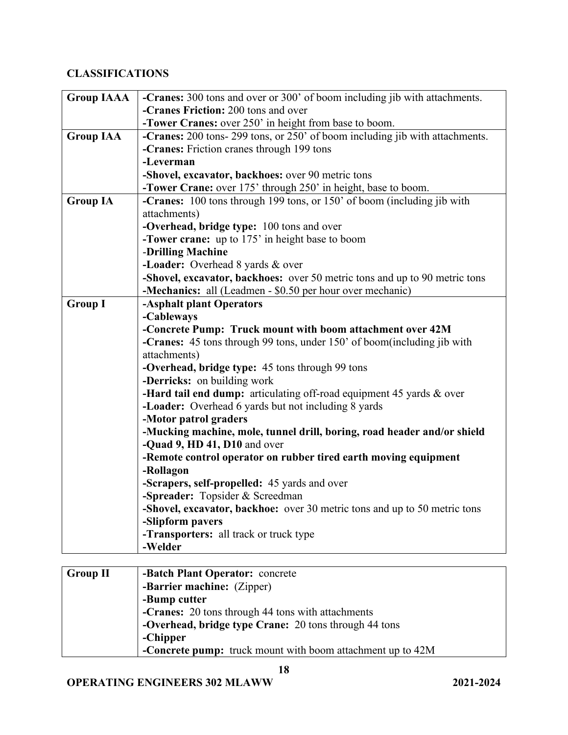## CLASSIFICATIONS

| Group | Classifications |
|---|---|
| **Group IAAA** | **-Cranes:** 300 tons and over or 300' of boom including jib with attachments.<br>**-Cranes Friction:** 200 tons and over<br>**-Tower Cranes:** over 250' in height from base to boom. |
| **Group IAA** | **-Cranes:** 200 tons- 299 tons, or 250' of boom including jib with attachments.<br>**-Cranes:** Friction cranes through 199 tons<br>**-Leverman**<br>**-Shovel, excavator, backhoes:** over 90 metric tons<br>**-Tower Crane:** over 175' through 250' in height, base to boom. |
| **Group IA** | **-Cranes:** 100 tons through 199 tons, or 150' of boom (including jib with attachments)<br>**-Overhead, bridge type:** 100 tons and over<br>**-Tower crane:** up to 175' in height base to boom<br>-**Drilling Machine**<br>**-Loader:** Overhead 8 yards & over<br>**-Shovel, excavator, backhoes:** over 50 metric tons and up to 90 metric tons<br>**-Mechanics:** all (Leadmen - $0.50 per hour over mechanic) |
| **Group I** | **-Asphalt plant Operators**<br>**-Cableways**<br>**-Concrete Pump: Truck mount with boom attachment over 42M**<br>**-Cranes:** 45 tons through 99 tons, under 150' of boom(including jib with attachments)<br>**-Overhead, bridge type:** 45 tons through 99 tons<br>**-Derricks:** on building work<br>**-Hard tail end dump:** articulating off-road equipment 45 yards & over<br>**-Loader:** Overhead 6 yards but not including 8 yards<br>**-Motor patrol graders**<br>**-Mucking machine, mole, tunnel drill, boring, road header and/or shield**<br>**-Quad 9, HD 41, D10** and over<br>**-Remote control operator on rubber tired earth moving equipment**<br>**-Rollagon**<br>**-Scrapers, self-propelled:** 45 yards and over<br>**-Spreader:** Topsider & Screedman<br>**-Shovel, excavator, backhoe:** over 30 metric tons and up to 50 metric tons<br>**-Slipform pavers**<br>**-Transporters:** all track or truck type<br>**-Welder** |
| **Group II** | **-Batch Plant Operator:** concrete<br>**-Barrier machine:** (Zipper)<br>**-Bump cutter**<br>**-Cranes:** 20 tons through 44 tons with attachments<br>**-Overhead, bridge type Crane:** 20 tons through 44 tons<br>**-Chipper**<br>**-Concrete pump:** truck mount with boom attachment up to 42M |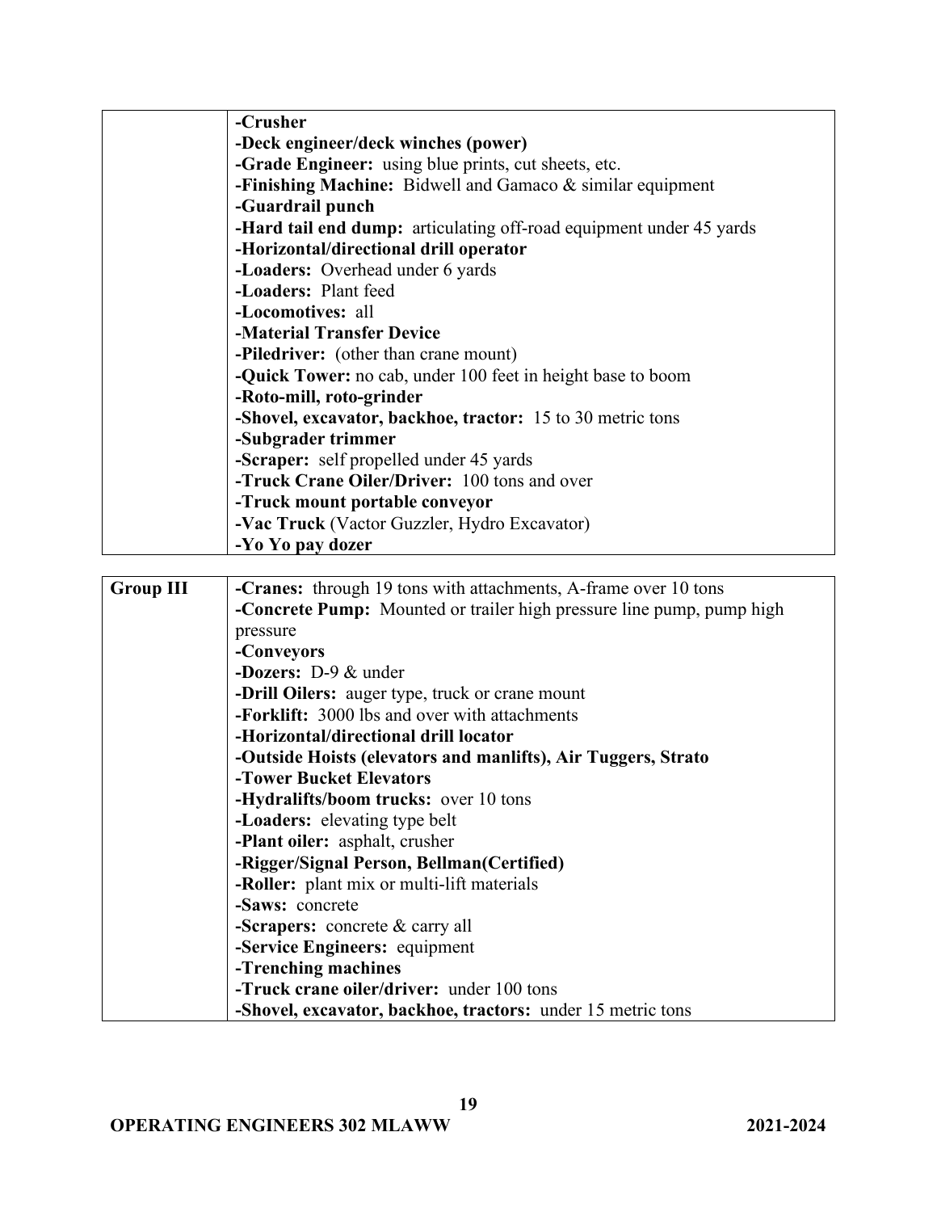| | |
|---|---|
| | **-Crusher**<br>**-Deck engineer/deck winches (power)**<br>**-Grade Engineer:** using blue prints, cut sheets, etc.<br>**-Finishing Machine:** Bidwell and Gamaco & similar equipment<br>**-Guardrail punch**<br>**-Hard tail end dump:** articulating off-road equipment under 45 yards<br>**-Horizontal/directional drill operator**<br>**-Loaders:** Overhead under 6 yards<br>**-Loaders:** Plant feed<br>**-Locomotives:** all<br>**-Material Transfer Device**<br>**-Piledriver:** (other than crane mount)<br>**-Quick Tower:** no cab, under 100 feet in height base to boom<br>**-Roto-mill, roto-grinder**<br>**-Shovel, excavator, backhoe, tractor:** 15 to 30 metric tons<br>**-Subgrader trimmer**<br>**-Scraper:** self propelled under 45 yards<br>**-Truck Crane Oiler/Driver:** 100 tons and over<br>**-Truck mount portable conveyor**<br>**-Vac Truck** (Vactor Guzzler, Hydro Excavator)<br>**-Yo Yo pay dozer** |

| | |
|---|---|
| **Group III** | **-Cranes:** through 19 tons with attachments, A-frame over 10 tons<br>**-Concrete Pump:** Mounted or trailer high pressure line pump, pump high pressure<br>**-Conveyors**<br>**-Dozers:** D-9 & under<br>**-Drill Oilers:** auger type, truck or crane mount<br>**-Forklift:** 3000 lbs and over with attachments<br>**-Horizontal/directional drill locator**<br>**-Outside Hoists (elevators and manlifts), Air Tuggers, Strato**<br>**-Tower Bucket Elevators**<br>**-Hydralifts/boom trucks:** over 10 tons<br>**-Loaders:** elevating type belt<br>**-Plant oiler:** asphalt, crusher<br>**-Rigger/Signal Person, Bellman(Certified)**<br>**-Roller:** plant mix or multi-lift materials<br>**-Saws:** concrete<br>**-Scrapers:** concrete & carry all<br>**-Service Engineers:** equipment<br>**-Trenching machines**<br>**-Truck crane oiler/driver:** under 100 tons<br>**-Shovel, excavator, backhoe, tractors:** under 15 metric tons |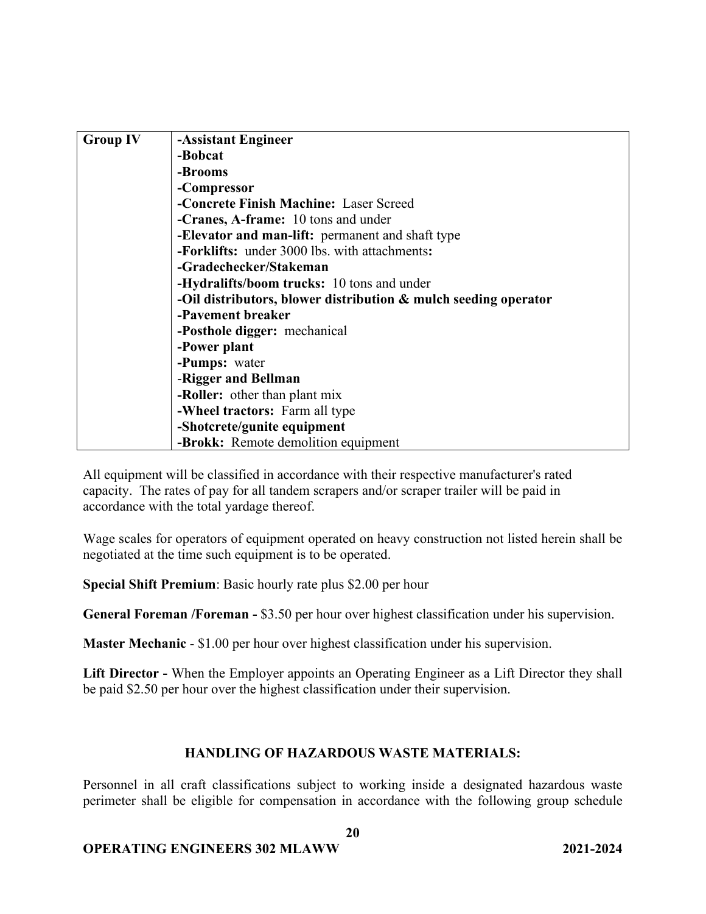| Group IV | **-Assistant Engineer**<br>**-Bobcat**<br>**-Brooms**<br>**-Compressor**<br>**-Concrete Finish Machine:** Laser Screed<br>**-Cranes, A-frame:** 10 tons and under<br>**-Elevator and man-lift:** permanent and shaft type<br>**-Forklifts:** under 3000 lbs. with attachments**:**<br>**-Gradechecker/Stakeman**<br>**-Hydralifts/boom trucks:** 10 tons and under<br>**-Oil distributors, blower distribution & mulch seeding operator**<br>**-Pavement breaker**<br>**-Posthole digger:** mechanical<br>**-Power plant**<br>**-Pumps:** water<br>-**Rigger and Bellman**<br>**-Roller:** other than plant mix<br>**-Wheel tractors:** Farm all type<br>**-Shotcrete/gunite equipment**<br>**-Brokk:** Remote demolition equipment |
|---|---|

All equipment will be classified in accordance with their respective manufacturer's rated capacity. The rates of pay for all tandem scrapers and/or scraper trailer will be paid in accordance with the total yardage thereof.

Wage scales for operators of equipment operated on heavy construction not listed herein shall be negotiated at the time such equipment is to be operated.

**Special Shift Premium**: Basic hourly rate plus $2.00 per hour

**General Foreman /Foreman -** $3.50 per hour over highest classification under his supervision.

**Master Mechanic** - $1.00 per hour over highest classification under his supervision.

**Lift Director -** When the Employer appoints an Operating Engineer as a Lift Director they shall be paid $2.50 per hour over the highest classification under their supervision.

## HANDLING OF HAZARDOUS WASTE MATERIALS:

Personnel in all craft classifications subject to working inside a designated hazardous waste perimeter shall be eligible for compensation in accordance with the following group schedule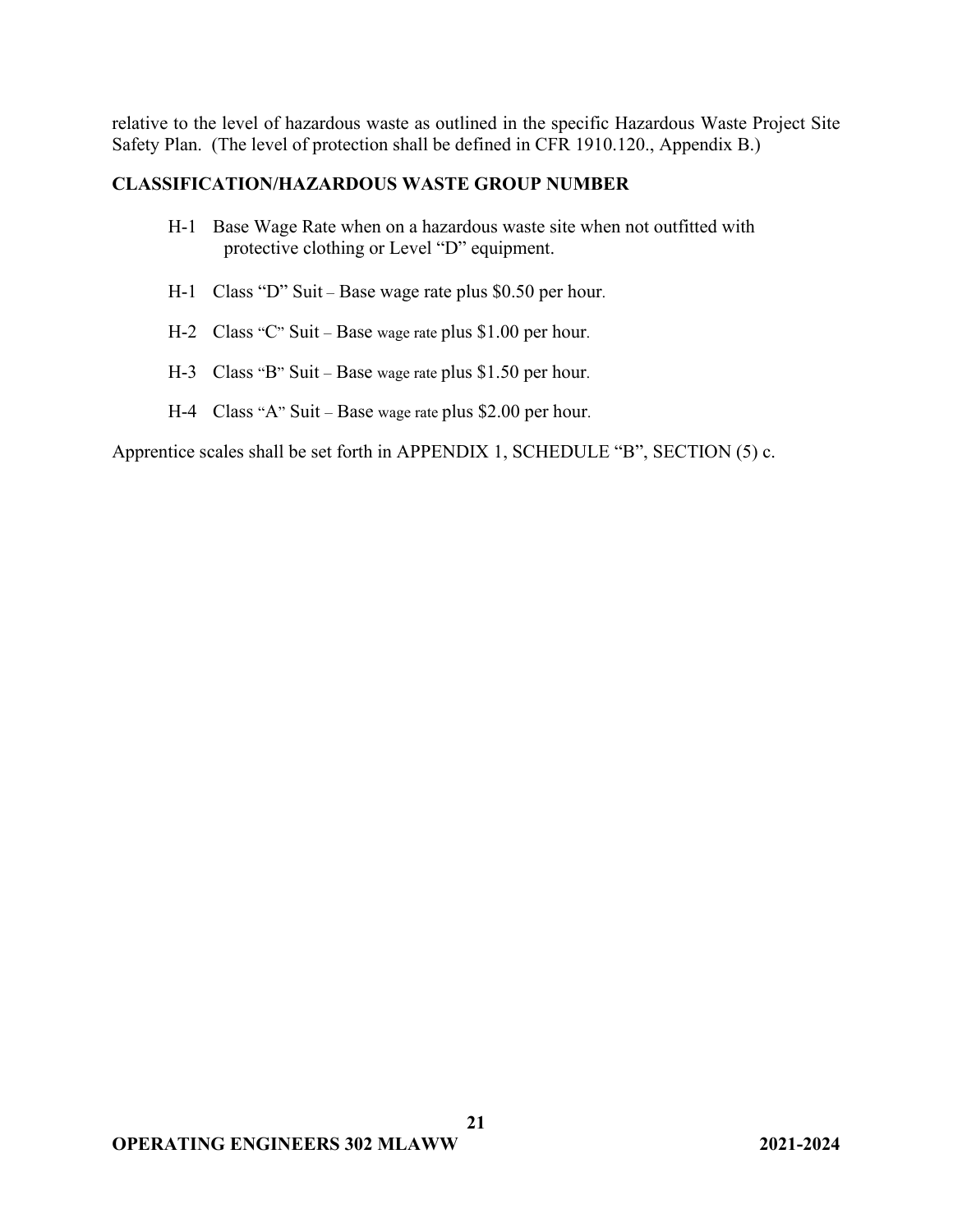relative to the level of hazardous waste as outlined in the specific Hazardous Waste Project Site Safety Plan. (The level of protection shall be defined in CFR 1910.120., Appendix B.)

**CLASSIFICATION/HAZARDOUS WASTE GROUP NUMBER**

- H-1 Base Wage Rate when on a hazardous waste site when not outfitted with protective clothing or Level "D" equipment.
- H-1 Class "D" Suit – Base wage rate plus $0.50 per hour.
- H-2 Class "C" Suit – Base wage rate plus $1.00 per hour.
- H-3 Class "B" Suit – Base wage rate plus $1.50 per hour.
- H-4 Class "A" Suit – Base wage rate plus $2.00 per hour.

Apprentice scales shall be set forth in APPENDIX 1, SCHEDULE "B", SECTION (5) c.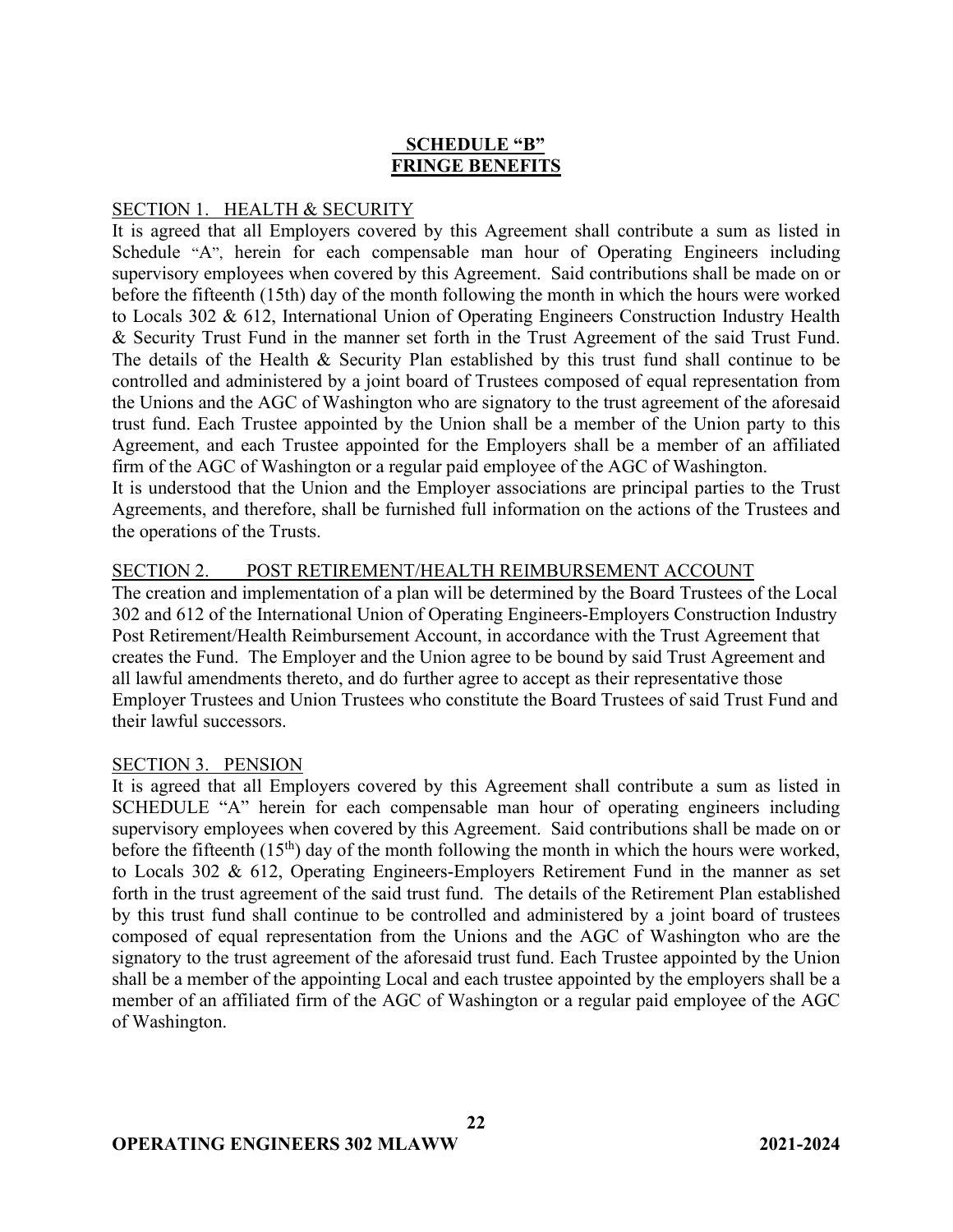## SCHEDULE "B"
## FRINGE BENEFITS

SECTION 1. HEALTH & SECURITY

It is agreed that all Employers covered by this Agreement shall contribute a sum as listed in Schedule "A", herein for each compensable man hour of Operating Engineers including supervisory employees when covered by this Agreement. Said contributions shall be made on or before the fifteenth (15th) day of the month following the month in which the hours were worked to Locals 302 & 612, International Union of Operating Engineers Construction Industry Health & Security Trust Fund in the manner set forth in the Trust Agreement of the said Trust Fund. The details of the Health & Security Plan established by this trust fund shall continue to be controlled and administered by a joint board of Trustees composed of equal representation from the Unions and the AGC of Washington who are signatory to the trust agreement of the aforesaid trust fund. Each Trustee appointed by the Union shall be a member of the Union party to this Agreement, and each Trustee appointed for the Employers shall be a member of an affiliated firm of the AGC of Washington or a regular paid employee of the AGC of Washington.

It is understood that the Union and the Employer associations are principal parties to the Trust Agreements, and therefore, shall be furnished full information on the actions of the Trustees and the operations of the Trusts.

SECTION 2. POST RETIREMENT/HEALTH REIMBURSEMENT ACCOUNT

The creation and implementation of a plan will be determined by the Board Trustees of the Local 302 and 612 of the International Union of Operating Engineers-Employers Construction Industry Post Retirement/Health Reimbursement Account, in accordance with the Trust Agreement that creates the Fund. The Employer and the Union agree to be bound by said Trust Agreement and all lawful amendments thereto, and do further agree to accept as their representative those Employer Trustees and Union Trustees who constitute the Board Trustees of said Trust Fund and their lawful successors.

SECTION 3. PENSION

It is agreed that all Employers covered by this Agreement shall contribute a sum as listed in SCHEDULE "A" herein for each compensable man hour of operating engineers including supervisory employees when covered by this Agreement. Said contributions shall be made on or before the fifteenth (15th) day of the month following the month in which the hours were worked, to Locals 302 & 612, Operating Engineers-Employers Retirement Fund in the manner as set forth in the trust agreement of the said trust fund. The details of the Retirement Plan established by this trust fund shall continue to be controlled and administered by a joint board of trustees composed of equal representation from the Unions and the AGC of Washington who are the signatory to the trust agreement of the aforesaid trust fund. Each Trustee appointed by the Union shall be a member of the appointing Local and each trustee appointed by the employers shall be a member of an affiliated firm of the AGC of Washington or a regular paid employee of the AGC of Washington.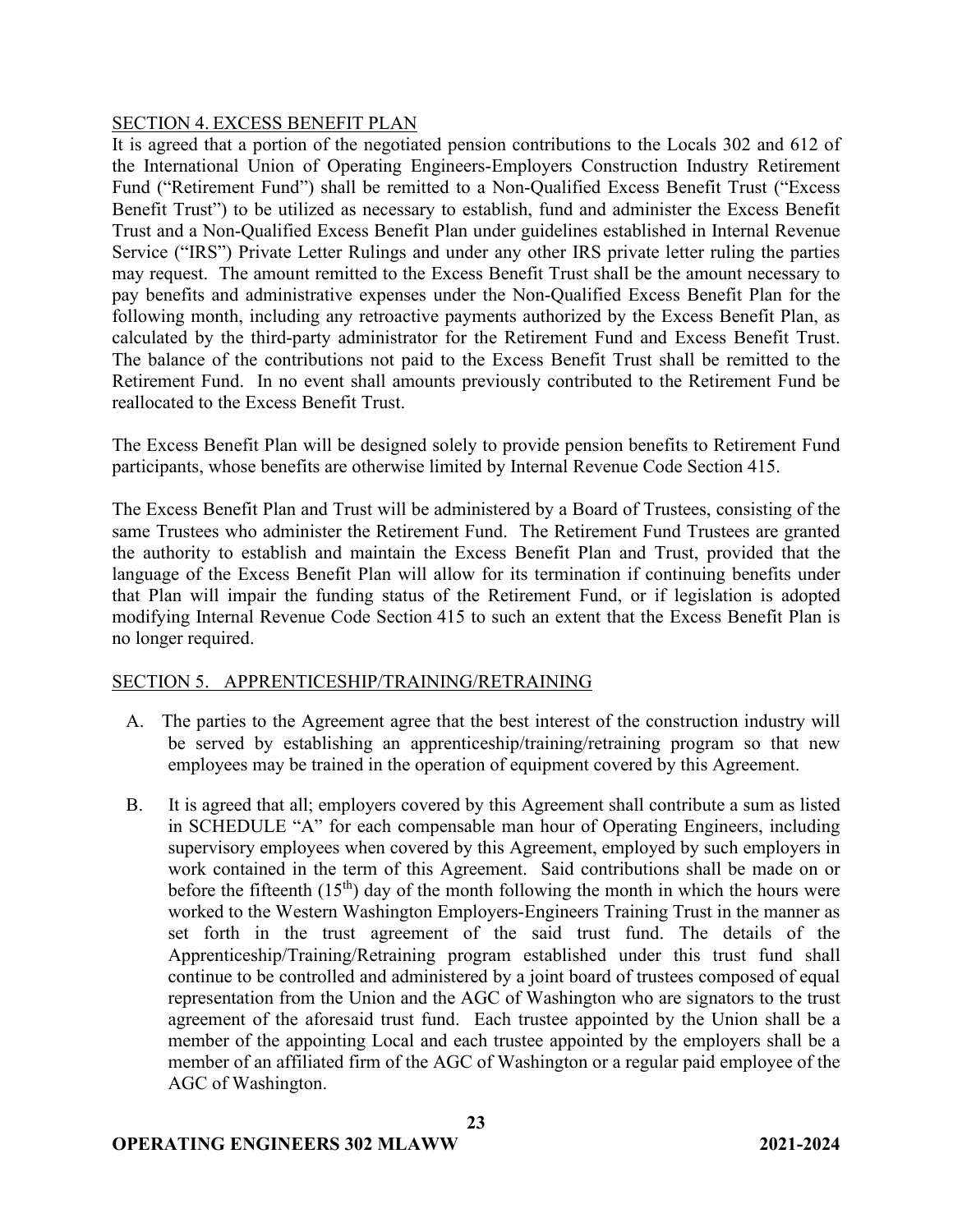## SECTION 4. EXCESS BENEFIT PLAN

It is agreed that a portion of the negotiated pension contributions to the Locals 302 and 612 of the International Union of Operating Engineers-Employers Construction Industry Retirement Fund ("Retirement Fund") shall be remitted to a Non-Qualified Excess Benefit Trust ("Excess Benefit Trust") to be utilized as necessary to establish, fund and administer the Excess Benefit Trust and a Non-Qualified Excess Benefit Plan under guidelines established in Internal Revenue Service ("IRS") Private Letter Rulings and under any other IRS private letter ruling the parties may request. The amount remitted to the Excess Benefit Trust shall be the amount necessary to pay benefits and administrative expenses under the Non-Qualified Excess Benefit Plan for the following month, including any retroactive payments authorized by the Excess Benefit Plan, as calculated by the third-party administrator for the Retirement Fund and Excess Benefit Trust. The balance of the contributions not paid to the Excess Benefit Trust shall be remitted to the Retirement Fund. In no event shall amounts previously contributed to the Retirement Fund be reallocated to the Excess Benefit Trust.

The Excess Benefit Plan will be designed solely to provide pension benefits to Retirement Fund participants, whose benefits are otherwise limited by Internal Revenue Code Section 415.

The Excess Benefit Plan and Trust will be administered by a Board of Trustees, consisting of the same Trustees who administer the Retirement Fund. The Retirement Fund Trustees are granted the authority to establish and maintain the Excess Benefit Plan and Trust, provided that the language of the Excess Benefit Plan will allow for its termination if continuing benefits under that Plan will impair the funding status of the Retirement Fund, or if legislation is adopted modifying Internal Revenue Code Section 415 to such an extent that the Excess Benefit Plan is no longer required.

## SECTION 5. APPRENTICESHIP/TRAINING/RETRAINING

A. The parties to the Agreement agree that the best interest of the construction industry will be served by establishing an apprenticeship/training/retraining program so that new employees may be trained in the operation of equipment covered by this Agreement.

B. It is agreed that all; employers covered by this Agreement shall contribute a sum as listed in SCHEDULE "A" for each compensable man hour of Operating Engineers, including supervisory employees when covered by this Agreement, employed by such employers in work contained in the term of this Agreement. Said contributions shall be made on or before the fifteenth (15th) day of the month following the month in which the hours were worked to the Western Washington Employers-Engineers Training Trust in the manner as set forth in the trust agreement of the said trust fund. The details of the Apprenticeship/Training/Retraining program established under this trust fund shall continue to be controlled and administered by a joint board of trustees composed of equal representation from the Union and the AGC of Washington who are signators to the trust agreement of the aforesaid trust fund. Each trustee appointed by the Union shall be a member of the appointing Local and each trustee appointed by the employers shall be a member of an affiliated firm of the AGC of Washington or a regular paid employee of the AGC of Washington.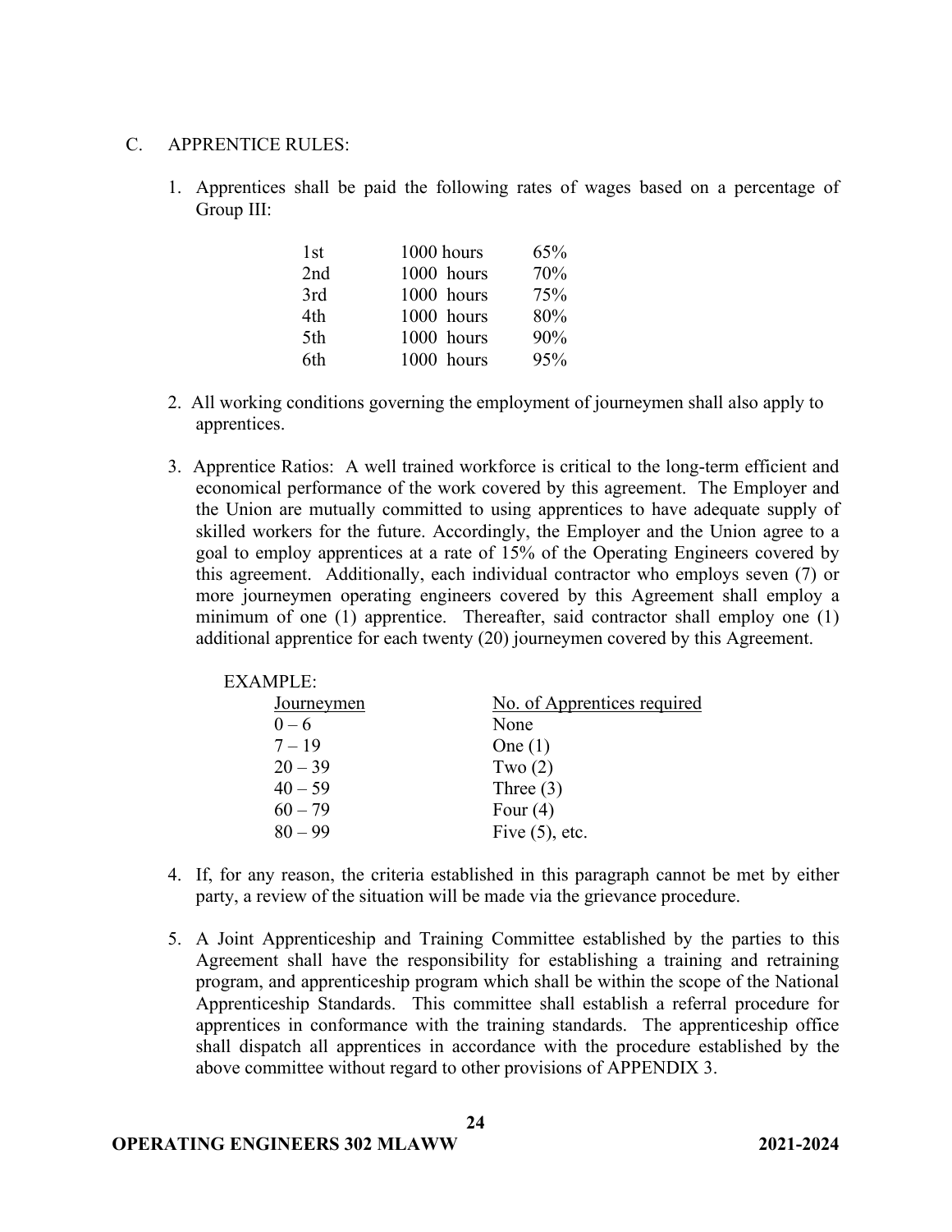C. APPRENTICE RULES:

1. Apprentices shall be paid the following rates of wages based on a percentage of Group III:

| | | |
|---|---|---|
| 1st | 1000 hours | 65% |
| 2nd | 1000 hours | 70% |
| 3rd | 1000 hours | 75% |
| 4th | 1000 hours | 80% |
| 5th | 1000 hours | 90% |
| 6th | 1000 hours | 95% |

2. All working conditions governing the employment of journeymen shall also apply to apprentices.

3. Apprentice Ratios: A well trained workforce is critical to the long-term efficient and economical performance of the work covered by this agreement. The Employer and the Union are mutually committed to using apprentices to have adequate supply of skilled workers for the future. Accordingly, the Employer and the Union agree to a goal to employ apprentices at a rate of 15% of the Operating Engineers covered by this agreement. Additionally, each individual contractor who employs seven (7) or more journeymen operating engineers covered by this Agreement shall employ a minimum of one (1) apprentice. Thereafter, said contractor shall employ one (1) additional apprentice for each twenty (20) journeymen covered by this Agreement.

EXAMPLE:

| Journeymen | No. of Apprentices required |
|---|---|
| 0 – 6 | None |
| 7 – 19 | One (1) |
| 20 – 39 | Two (2) |
| 40 – 59 | Three (3) |
| 60 – 79 | Four (4) |
| 80 – 99 | Five (5), etc. |

4. If, for any reason, the criteria established in this paragraph cannot be met by either party, a review of the situation will be made via the grievance procedure.

5. A Joint Apprenticeship and Training Committee established by the parties to this Agreement shall have the responsibility for establishing a training and retraining program, and apprenticeship program which shall be within the scope of the National Apprenticeship Standards. This committee shall establish a referral procedure for apprentices in conformance with the training standards. The apprenticeship office shall dispatch all apprentices in accordance with the procedure established by the above committee without regard to other provisions of APPENDIX 3.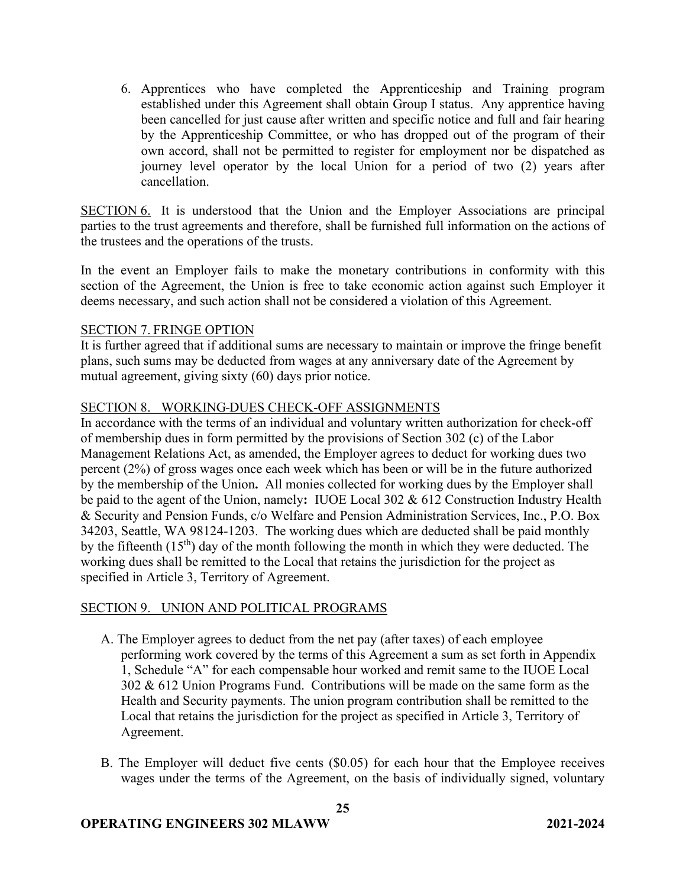6. Apprentices who have completed the Apprenticeship and Training program established under this Agreement shall obtain Group I status. Any apprentice having been cancelled for just cause after written and specific notice and full and fair hearing by the Apprenticeship Committee, or who has dropped out of the program of their own accord, shall not be permitted to register for employment nor be dispatched as journey level operator by the local Union for a period of two (2) years after cancellation.

SECTION 6. It is understood that the Union and the Employer Associations are principal parties to the trust agreements and therefore, shall be furnished full information on the actions of the trustees and the operations of the trusts.

In the event an Employer fails to make the monetary contributions in conformity with this section of the Agreement, the Union is free to take economic action against such Employer it deems necessary, and such action shall not be considered a violation of this Agreement.

SECTION 7. FRINGE OPTION

It is further agreed that if additional sums are necessary to maintain or improve the fringe benefit plans, such sums may be deducted from wages at any anniversary date of the Agreement by mutual agreement, giving sixty (60) days prior notice.

SECTION 8. WORKING-DUES CHECK-OFF ASSIGNMENTS

In accordance with the terms of an individual and voluntary written authorization for check-off of membership dues in form permitted by the provisions of Section 302 (c) of the Labor Management Relations Act, as amended, the Employer agrees to deduct for working dues two percent (2%) of gross wages once each week which has been or will be in the future authorized by the membership of the Union**.** All monies collected for working dues by the Employer shall be paid to the agent of the Union, namely**:** IUOE Local 302 & 612 Construction Industry Health & Security and Pension Funds, c/o Welfare and Pension Administration Services, Inc., P.O. Box 34203, Seattle, WA 98124-1203. The working dues which are deducted shall be paid monthly by the fifteenth (15th) day of the month following the month in which they were deducted. The working dues shall be remitted to the Local that retains the jurisdiction for the project as specified in Article 3, Territory of Agreement.

SECTION 9. UNION AND POLITICAL PROGRAMS

A. The Employer agrees to deduct from the net pay (after taxes) of each employee performing work covered by the terms of this Agreement a sum as set forth in Appendix 1, Schedule "A" for each compensable hour worked and remit same to the IUOE Local 302 & 612 Union Programs Fund. Contributions will be made on the same form as the Health and Security payments. The union program contribution shall be remitted to the Local that retains the jurisdiction for the project as specified in Article 3, Territory of Agreement.

B. The Employer will deduct five cents ($0.05) for each hour that the Employee receives wages under the terms of the Agreement, on the basis of individually signed, voluntary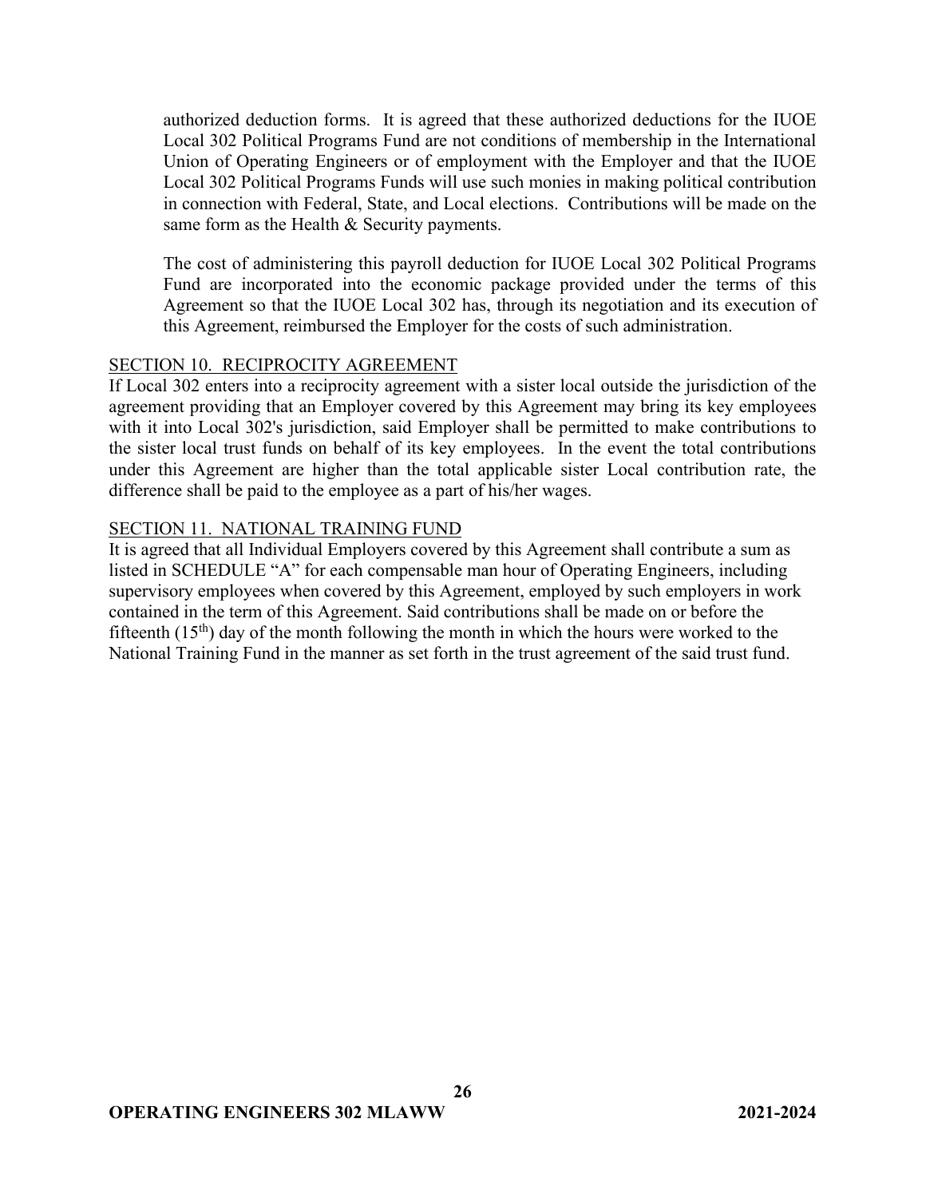authorized deduction forms. It is agreed that these authorized deductions for the IUOE Local 302 Political Programs Fund are not conditions of membership in the International Union of Operating Engineers or of employment with the Employer and that the IUOE Local 302 Political Programs Funds will use such monies in making political contribution in connection with Federal, State, and Local elections. Contributions will be made on the same form as the Health & Security payments.

The cost of administering this payroll deduction for IUOE Local 302 Political Programs Fund are incorporated into the economic package provided under the terms of this Agreement so that the IUOE Local 302 has, through its negotiation and its execution of this Agreement, reimbursed the Employer for the costs of such administration.

SECTION 10. RECIPROCITY AGREEMENT

If Local 302 enters into a reciprocity agreement with a sister local outside the jurisdiction of the agreement providing that an Employer covered by this Agreement may bring its key employees with it into Local 302's jurisdiction, said Employer shall be permitted to make contributions to the sister local trust funds on behalf of its key employees. In the event the total contributions under this Agreement are higher than the total applicable sister Local contribution rate, the difference shall be paid to the employee as a part of his/her wages.

SECTION 11. NATIONAL TRAINING FUND

It is agreed that all Individual Employers covered by this Agreement shall contribute a sum as listed in SCHEDULE "A" for each compensable man hour of Operating Engineers, including supervisory employees when covered by this Agreement, employed by such employers in work contained in the term of this Agreement. Said contributions shall be made on or before the fifteenth (15th) day of the month following the month in which the hours were worked to the National Training Fund in the manner as set forth in the trust agreement of the said trust fund.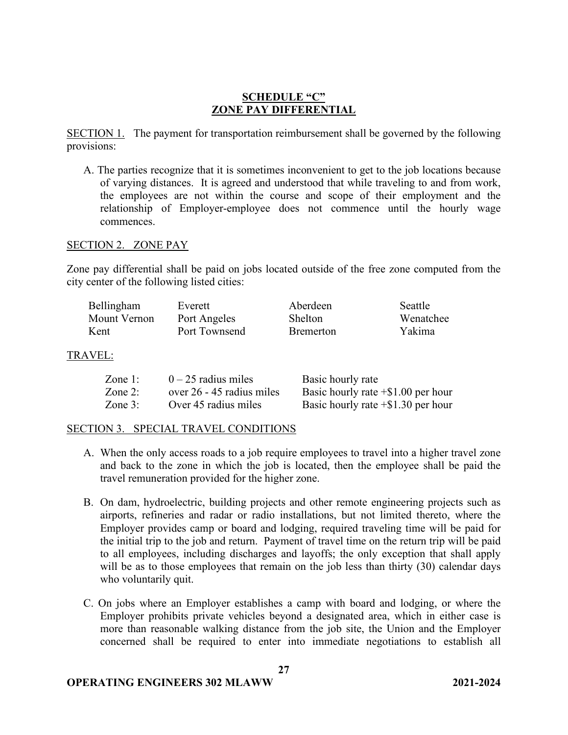## SCHEDULE "C"
## ZONE PAY DIFFERENTIAL

SECTION 1. The payment for transportation reimbursement shall be governed by the following provisions:

A. The parties recognize that it is sometimes inconvenient to get to the job locations because of varying distances. It is agreed and understood that while traveling to and from work, the employees are not within the course and scope of their employment and the relationship of Employer-employee does not commence until the hourly wage commences.

SECTION 2. ZONE PAY

Zone pay differential shall be paid on jobs located outside of the free zone computed from the city center of the following listed cities:

| | | | |
|---|---|---|---|
| Bellingham | Everett | Aberdeen | Seattle |
| Mount Vernon | Port Angeles | Shelton | Wenatchee |
| Kent | Port Townsend | Bremerton | Yakima |

TRAVEL:

| | | |
|---|---|---|
| Zone 1: | 0 – 25 radius miles | Basic hourly rate |
| Zone 2: | over 26 - 45 radius miles | Basic hourly rate +$1.00 per hour |
| Zone 3: | Over 45 radius miles | Basic hourly rate +$1.30 per hour |

SECTION 3. SPECIAL TRAVEL CONDITIONS

A. When the only access roads to a job require employees to travel into a higher travel zone and back to the zone in which the job is located, then the employee shall be paid the travel remuneration provided for the higher zone.

B. On dam, hydroelectric, building projects and other remote engineering projects such as airports, refineries and radar or radio installations, but not limited thereto, where the Employer provides camp or board and lodging, required traveling time will be paid for the initial trip to the job and return. Payment of travel time on the return trip will be paid to all employees, including discharges and layoffs; the only exception that shall apply will be as to those employees that remain on the job less than thirty (30) calendar days who voluntarily quit.

C. On jobs where an Employer establishes a camp with board and lodging, or where the Employer prohibits private vehicles beyond a designated area, which in either case is more than reasonable walking distance from the job site, the Union and the Employer concerned shall be required to enter into immediate negotiations to establish all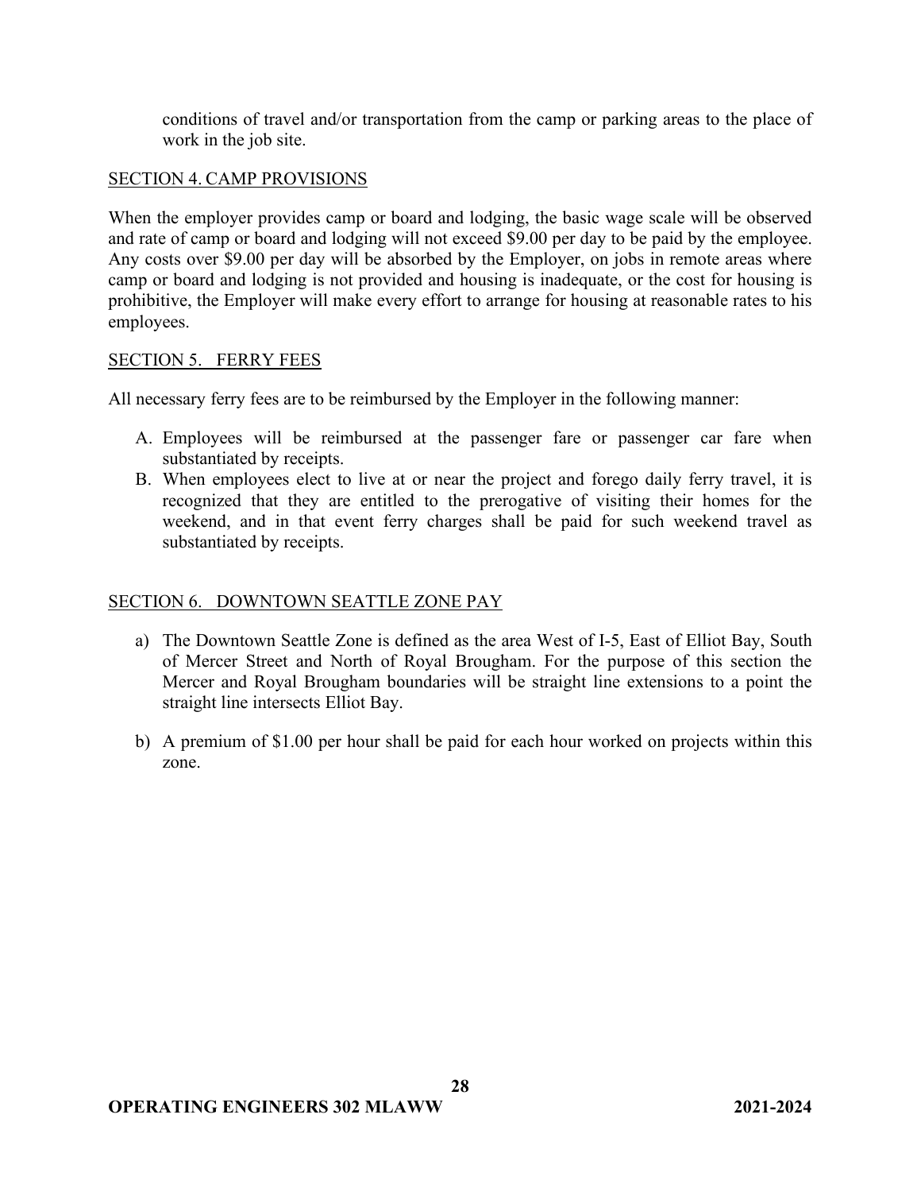conditions of travel and/or transportation from the camp or parking areas to the place of work in the job site.

## SECTION 4. CAMP PROVISIONS

When the employer provides camp or board and lodging, the basic wage scale will be observed and rate of camp or board and lodging will not exceed $9.00 per day to be paid by the employee. Any costs over $9.00 per day will be absorbed by the Employer, on jobs in remote areas where camp or board and lodging is not provided and housing is inadequate, or the cost for housing is prohibitive, the Employer will make every effort to arrange for housing at reasonable rates to his employees.

## SECTION 5. FERRY FEES

All necessary ferry fees are to be reimbursed by the Employer in the following manner:

A. Employees will be reimbursed at the passenger fare or passenger car fare when substantiated by receipts.
B. When employees elect to live at or near the project and forego daily ferry travel, it is recognized that they are entitled to the prerogative of visiting their homes for the weekend, and in that event ferry charges shall be paid for such weekend travel as substantiated by receipts.

## SECTION 6. DOWNTOWN SEATTLE ZONE PAY

a) The Downtown Seattle Zone is defined as the area West of I-5, East of Elliot Bay, South of Mercer Street and North of Royal Brougham. For the purpose of this section the Mercer and Royal Brougham boundaries will be straight line extensions to a point the straight line intersects Elliot Bay.

b) A premium of $1.00 per hour shall be paid for each hour worked on projects within this zone.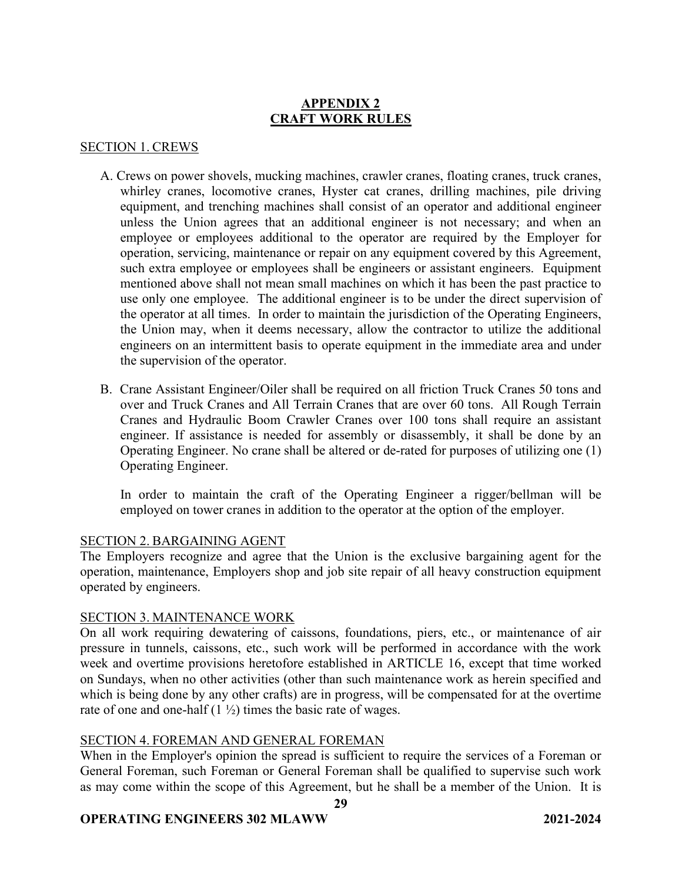## APPENDIX 2
## CRAFT WORK RULES

### SECTION 1. CREWS

A. Crews on power shovels, mucking machines, crawler cranes, floating cranes, truck cranes, whirley cranes, locomotive cranes, Hyster cat cranes, drilling machines, pile driving equipment, and trenching machines shall consist of an operator and additional engineer unless the Union agrees that an additional engineer is not necessary; and when an employee or employees additional to the operator are required by the Employer for operation, servicing, maintenance or repair on any equipment covered by this Agreement, such extra employee or employees shall be engineers or assistant engineers. Equipment mentioned above shall not mean small machines on which it has been the past practice to use only one employee. The additional engineer is to be under the direct supervision of the operator at all times. In order to maintain the jurisdiction of the Operating Engineers, the Union may, when it deems necessary, allow the contractor to utilize the additional engineers on an intermittent basis to operate equipment in the immediate area and under the supervision of the operator.

B. Crane Assistant Engineer/Oiler shall be required on all friction Truck Cranes 50 tons and over and Truck Cranes and All Terrain Cranes that are over 60 tons. All Rough Terrain Cranes and Hydraulic Boom Crawler Cranes over 100 tons shall require an assistant engineer. If assistance is needed for assembly or disassembly, it shall be done by an Operating Engineer. No crane shall be altered or de-rated for purposes of utilizing one (1) Operating Engineer.

   In order to maintain the craft of the Operating Engineer a rigger/bellman will be employed on tower cranes in addition to the operator at the option of the employer.

### SECTION 2. BARGAINING AGENT

The Employers recognize and agree that the Union is the exclusive bargaining agent for the operation, maintenance, Employers shop and job site repair of all heavy construction equipment operated by engineers.

### SECTION 3. MAINTENANCE WORK

On all work requiring dewatering of caissons, foundations, piers, etc., or maintenance of air pressure in tunnels, caissons, etc., such work will be performed in accordance with the work week and overtime provisions heretofore established in ARTICLE 16, except that time worked on Sundays, when no other activities (other than such maintenance work as herein specified and which is being done by any other crafts) are in progress, will be compensated for at the overtime rate of one and one-half (1 ½) times the basic rate of wages.

### SECTION 4. FOREMAN AND GENERAL FOREMAN

When in the Employer's opinion the spread is sufficient to require the services of a Foreman or General Foreman, such Foreman or General Foreman shall be qualified to supervise such work as may come within the scope of this Agreement, but he shall be a member of the Union. It is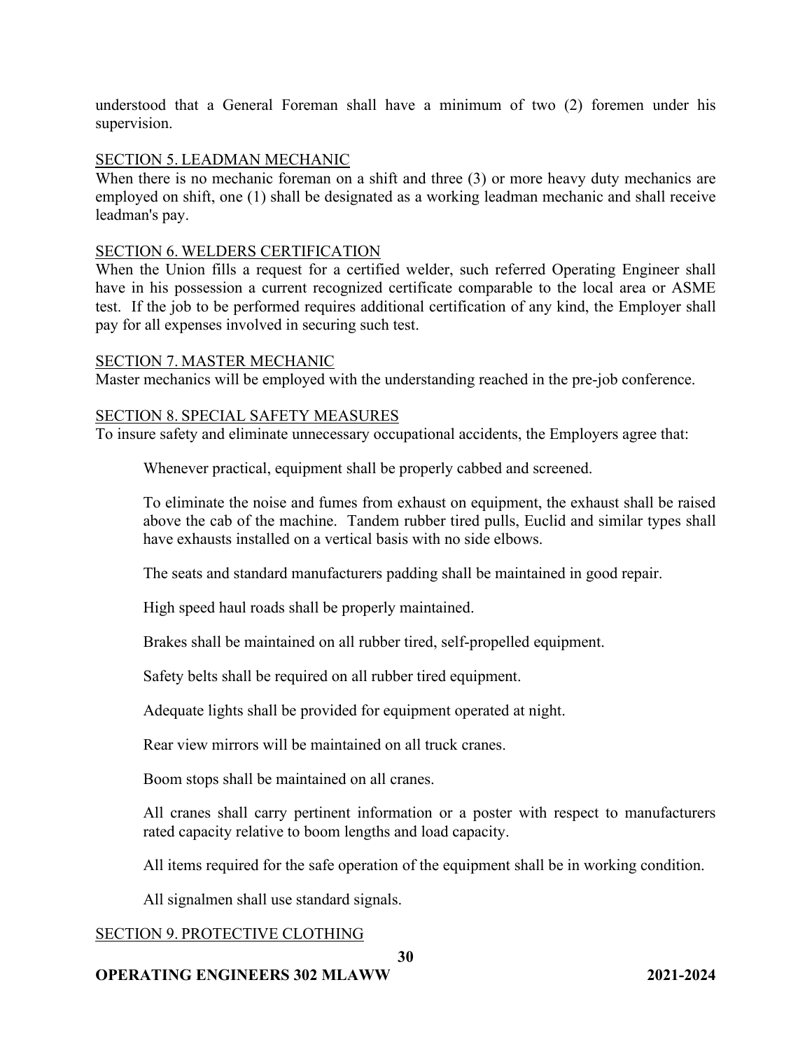understood that a General Foreman shall have a minimum of two (2) foremen under his supervision.

SECTION 5. LEADMAN MECHANIC

When there is no mechanic foreman on a shift and three (3) or more heavy duty mechanics are employed on shift, one (1) shall be designated as a working leadman mechanic and shall receive leadman's pay.

SECTION 6. WELDERS CERTIFICATION

When the Union fills a request for a certified welder, such referred Operating Engineer shall have in his possession a current recognized certificate comparable to the local area or ASME test. If the job to be performed requires additional certification of any kind, the Employer shall pay for all expenses involved in securing such test.

SECTION 7. MASTER MECHANIC

Master mechanics will be employed with the understanding reached in the pre-job conference.

SECTION 8. SPECIAL SAFETY MEASURES

To insure safety and eliminate unnecessary occupational accidents, the Employers agree that:

Whenever practical, equipment shall be properly cabbed and screened.

To eliminate the noise and fumes from exhaust on equipment, the exhaust shall be raised above the cab of the machine. Tandem rubber tired pulls, Euclid and similar types shall have exhausts installed on a vertical basis with no side elbows.

The seats and standard manufacturers padding shall be maintained in good repair.

High speed haul roads shall be properly maintained.

Brakes shall be maintained on all rubber tired, self-propelled equipment.

Safety belts shall be required on all rubber tired equipment.

Adequate lights shall be provided for equipment operated at night.

Rear view mirrors will be maintained on all truck cranes.

Boom stops shall be maintained on all cranes.

All cranes shall carry pertinent information or a poster with respect to manufacturers rated capacity relative to boom lengths and load capacity.

All items required for the safe operation of the equipment shall be in working condition.

All signalmen shall use standard signals.

SECTION 9. PROTECTIVE CLOTHING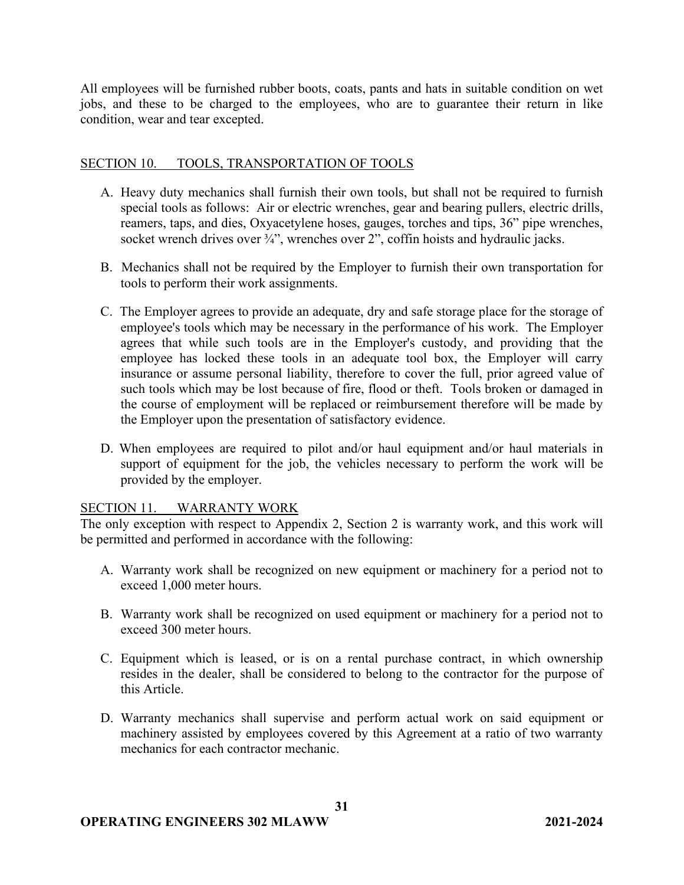All employees will be furnished rubber boots, coats, pants and hats in suitable condition on wet jobs, and these to be charged to the employees, who are to guarantee their return in like condition, wear and tear excepted.

## SECTION 10. TOOLS, TRANSPORTATION OF TOOLS

A. Heavy duty mechanics shall furnish their own tools, but shall not be required to furnish special tools as follows: Air or electric wrenches, gear and bearing pullers, electric drills, reamers, taps, and dies, Oxyacetylene hoses, gauges, torches and tips, 36" pipe wrenches, socket wrench drives over ¾", wrenches over 2", coffin hoists and hydraulic jacks.

B. Mechanics shall not be required by the Employer to furnish their own transportation for tools to perform their work assignments.

C. The Employer agrees to provide an adequate, dry and safe storage place for the storage of employee's tools which may be necessary in the performance of his work. The Employer agrees that while such tools are in the Employer's custody, and providing that the employee has locked these tools in an adequate tool box, the Employer will carry insurance or assume personal liability, therefore to cover the full, prior agreed value of such tools which may be lost because of fire, flood or theft. Tools broken or damaged in the course of employment will be replaced or reimbursement therefore will be made by the Employer upon the presentation of satisfactory evidence.

D. When employees are required to pilot and/or haul equipment and/or haul materials in support of equipment for the job, the vehicles necessary to perform the work will be provided by the employer.

## SECTION 11. WARRANTY WORK

The only exception with respect to Appendix 2, Section 2 is warranty work, and this work will be permitted and performed in accordance with the following:

A. Warranty work shall be recognized on new equipment or machinery for a period not to exceed 1,000 meter hours.

B. Warranty work shall be recognized on used equipment or machinery for a period not to exceed 300 meter hours.

C. Equipment which is leased, or is on a rental purchase contract, in which ownership resides in the dealer, shall be considered to belong to the contractor for the purpose of this Article.

D. Warranty mechanics shall supervise and perform actual work on said equipment or machinery assisted by employees covered by this Agreement at a ratio of two warranty mechanics for each contractor mechanic.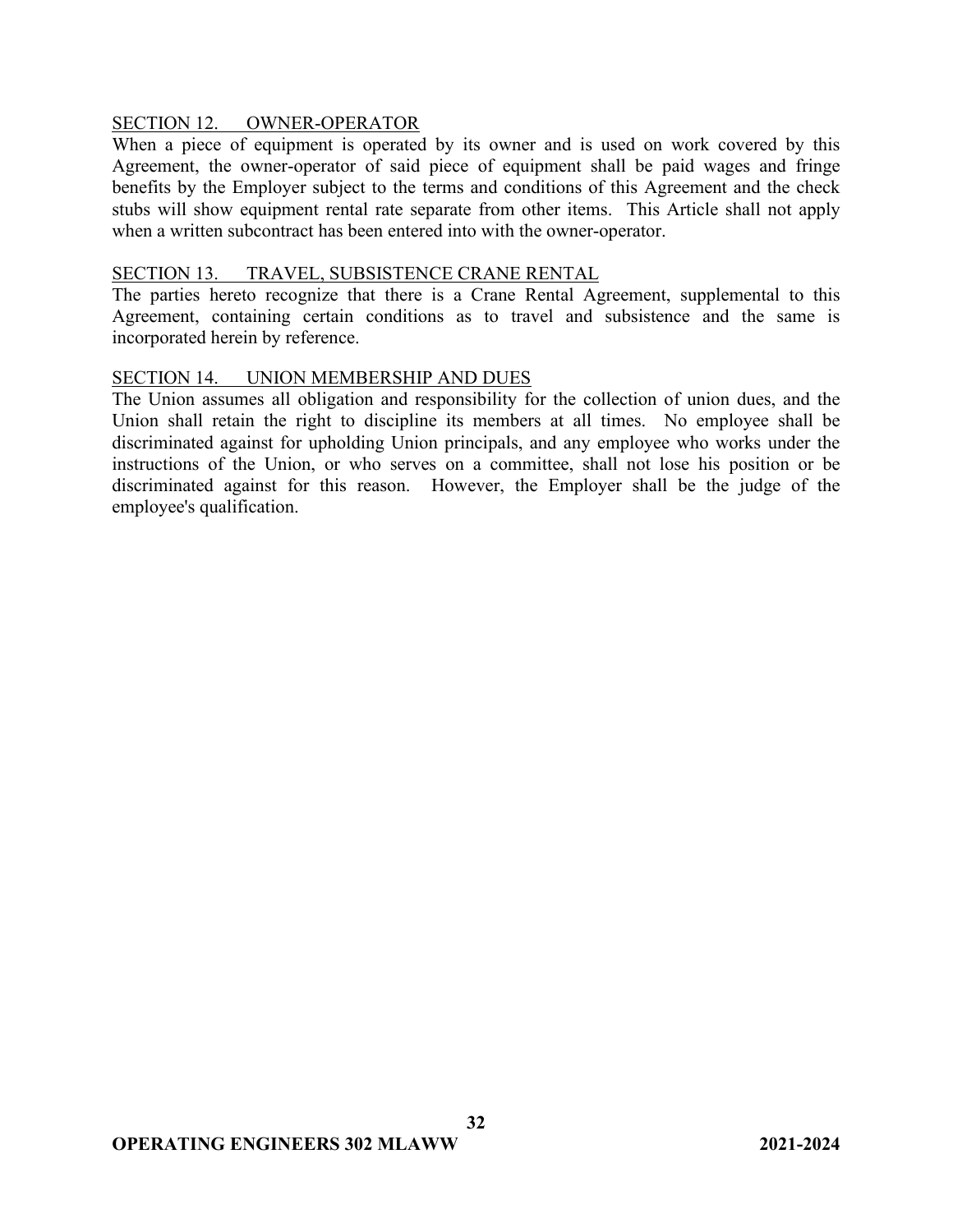## SECTION 12. OWNER-OPERATOR

When a piece of equipment is operated by its owner and is used on work covered by this Agreement, the owner-operator of said piece of equipment shall be paid wages and fringe benefits by the Employer subject to the terms and conditions of this Agreement and the check stubs will show equipment rental rate separate from other items. This Article shall not apply when a written subcontract has been entered into with the owner-operator.

## SECTION 13. TRAVEL, SUBSISTENCE CRANE RENTAL

The parties hereto recognize that there is a Crane Rental Agreement, supplemental to this Agreement, containing certain conditions as to travel and subsistence and the same is incorporated herein by reference.

## SECTION 14. UNION MEMBERSHIP AND DUES

The Union assumes all obligation and responsibility for the collection of union dues, and the Union shall retain the right to discipline its members at all times. No employee shall be discriminated against for upholding Union principals, and any employee who works under the instructions of the Union, or who serves on a committee, shall not lose his position or be discriminated against for this reason. However, the Employer shall be the judge of the employee's qualification.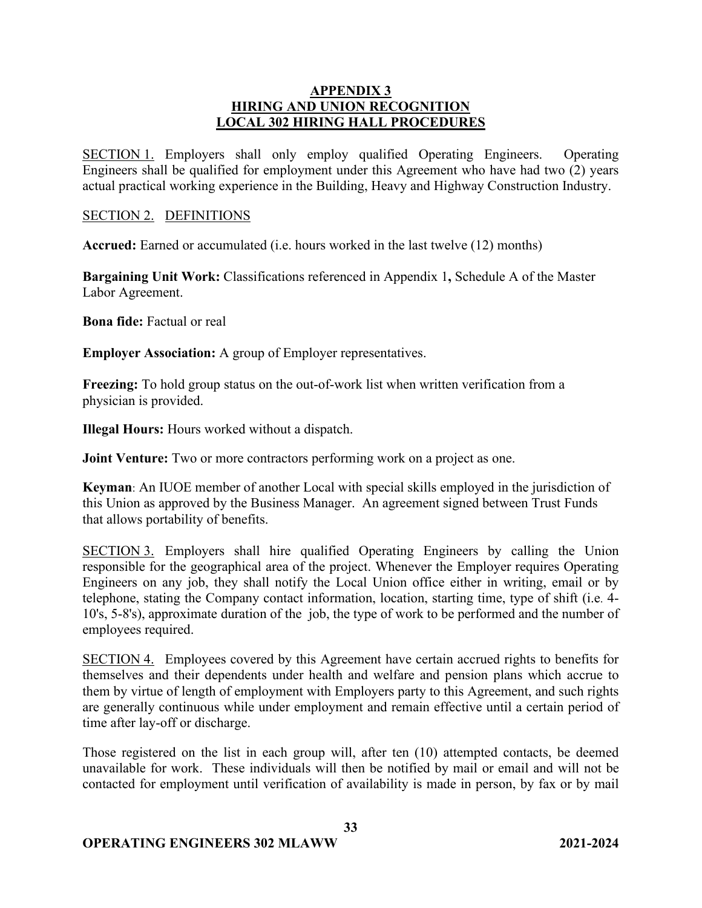## APPENDIX 3
## HIRING AND UNION RECOGNITION
## LOCAL 302 HIRING HALL PROCEDURES

SECTION 1. Employers shall only employ qualified Operating Engineers. Operating Engineers shall be qualified for employment under this Agreement who have had two (2) years actual practical working experience in the Building, Heavy and Highway Construction Industry.

SECTION 2. DEFINITIONS

**Accrued:** Earned or accumulated (i.e. hours worked in the last twelve (12) months)

**Bargaining Unit Work:** Classifications referenced in Appendix 1**,** Schedule A of the Master Labor Agreement.

**Bona fide:** Factual or real

**Employer Association:** A group of Employer representatives.

**Freezing:** To hold group status on the out-of-work list when written verification from a physician is provided.

**Illegal Hours:** Hours worked without a dispatch.

**Joint Venture:** Two or more contractors performing work on a project as one.

**Keyman**: An IUOE member of another Local with special skills employed in the jurisdiction of this Union as approved by the Business Manager. An agreement signed between Trust Funds that allows portability of benefits.

SECTION 3. Employers shall hire qualified Operating Engineers by calling the Union responsible for the geographical area of the project. Whenever the Employer requires Operating Engineers on any job, they shall notify the Local Union office either in writing, email or by telephone, stating the Company contact information, location, starting time, type of shift (i.e. 4-10's, 5-8's), approximate duration of the job, the type of work to be performed and the number of employees required.

SECTION 4. Employees covered by this Agreement have certain accrued rights to benefits for themselves and their dependents under health and welfare and pension plans which accrue to them by virtue of length of employment with Employers party to this Agreement, and such rights are generally continuous while under employment and remain effective until a certain period of time after lay-off or discharge.

Those registered on the list in each group will, after ten (10) attempted contacts, be deemed unavailable for work. These individuals will then be notified by mail or email and will not be contacted for employment until verification of availability is made in person, by fax or by mail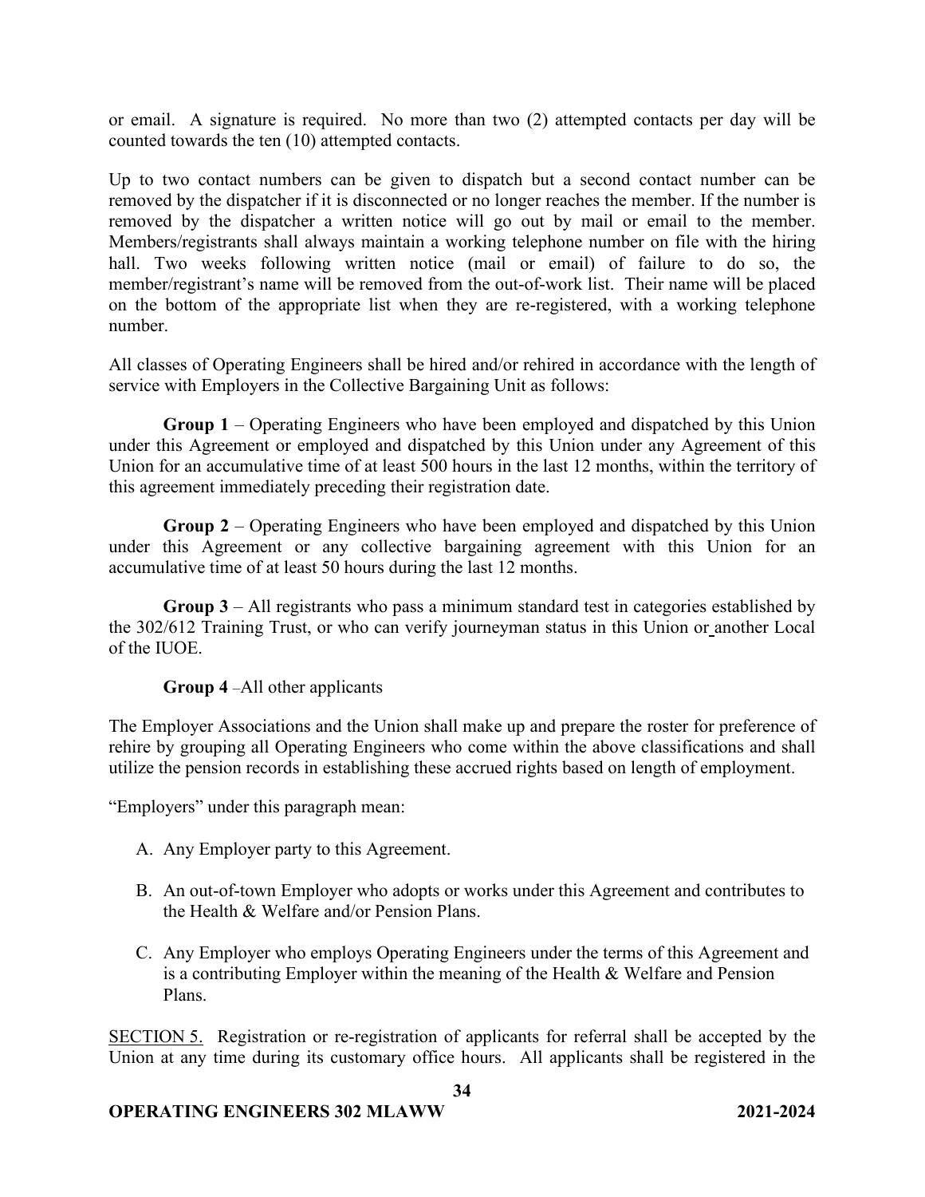or email. A signature is required. No more than two (2) attempted contacts per day will be counted towards the ten (10) attempted contacts.

Up to two contact numbers can be given to dispatch but a second contact number can be removed by the dispatcher if it is disconnected or no longer reaches the member. If the number is removed by the dispatcher a written notice will go out by mail or email to the member. Members/registrants shall always maintain a working telephone number on file with the hiring hall. Two weeks following written notice (mail or email) of failure to do so, the member/registrant's name will be removed from the out-of-work list. Their name will be placed on the bottom of the appropriate list when they are re-registered, with a working telephone number.

All classes of Operating Engineers shall be hired and/or rehired in accordance with the length of service with Employers in the Collective Bargaining Unit as follows:

**Group 1** – Operating Engineers who have been employed and dispatched by this Union under this Agreement or employed and dispatched by this Union under any Agreement of this Union for an accumulative time of at least 500 hours in the last 12 months, within the territory of this agreement immediately preceding their registration date.

**Group 2** – Operating Engineers who have been employed and dispatched by this Union under this Agreement or any collective bargaining agreement with this Union for an accumulative time of at least 50 hours during the last 12 months.

**Group 3** – All registrants who pass a minimum standard test in categories established by the 302/612 Training Trust, or who can verify journeyman status in this Union or another Local of the IUOE.

**Group 4** –All other applicants

The Employer Associations and the Union shall make up and prepare the roster for preference of rehire by grouping all Operating Engineers who come within the above classifications and shall utilize the pension records in establishing these accrued rights based on length of employment.

"Employers" under this paragraph mean:

A. Any Employer party to this Agreement.

B. An out-of-town Employer who adopts or works under this Agreement and contributes to the Health & Welfare and/or Pension Plans.

C. Any Employer who employs Operating Engineers under the terms of this Agreement and is a contributing Employer within the meaning of the Health & Welfare and Pension Plans.

SECTION 5. Registration or re-registration of applicants for referral shall be accepted by the Union at any time during its customary office hours. All applicants shall be registered in the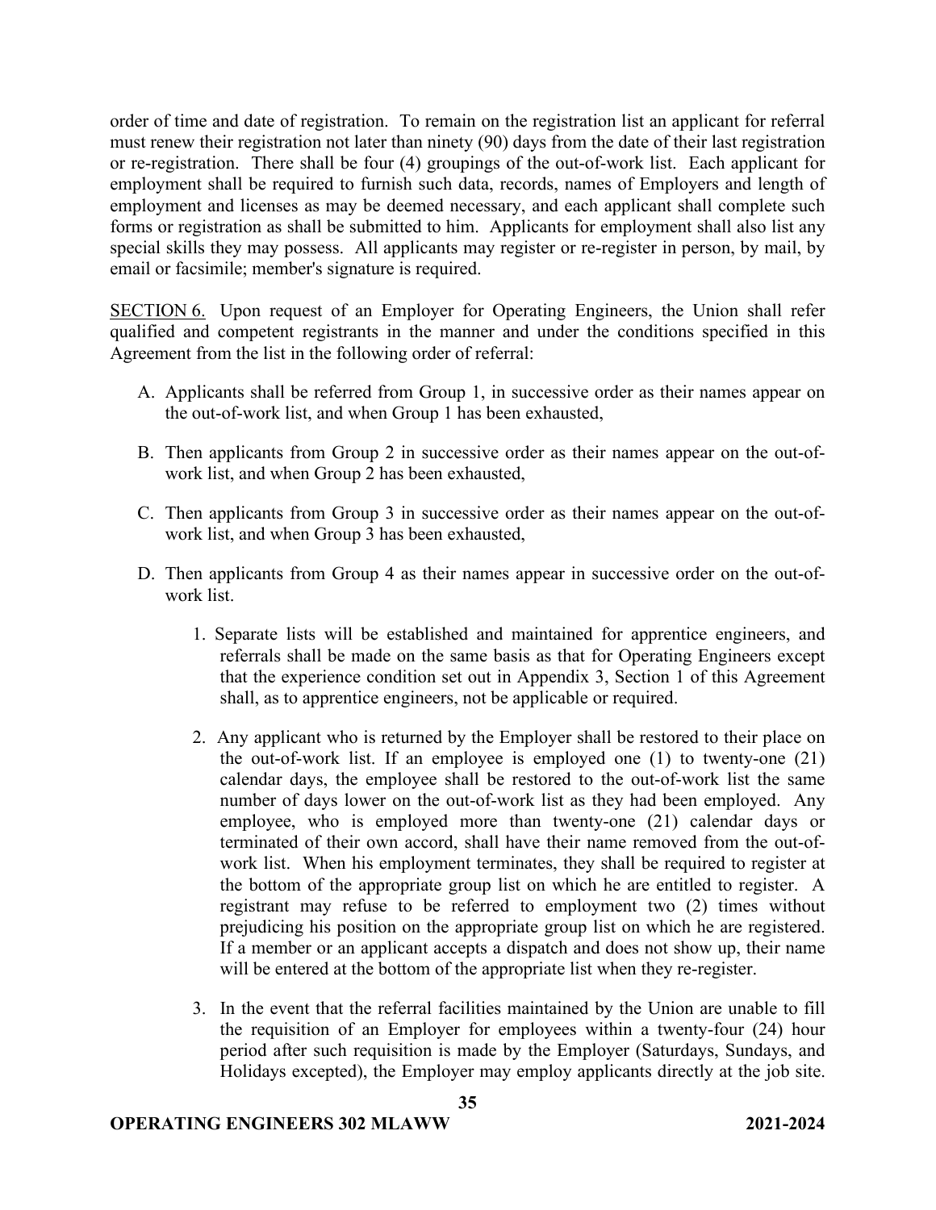order of time and date of registration. To remain on the registration list an applicant for referral must renew their registration not later than ninety (90) days from the date of their last registration or re-registration. There shall be four (4) groupings of the out-of-work list. Each applicant for employment shall be required to furnish such data, records, names of Employers and length of employment and licenses as may be deemed necessary, and each applicant shall complete such forms or registration as shall be submitted to him. Applicants for employment shall also list any special skills they may possess. All applicants may register or re-register in person, by mail, by email or facsimile; member's signature is required.

<u>SECTION 6.</u> Upon request of an Employer for Operating Engineers, the Union shall refer qualified and competent registrants in the manner and under the conditions specified in this Agreement from the list in the following order of referral:

A. Applicants shall be referred from Group 1, in successive order as their names appear on the out-of-work list, and when Group 1 has been exhausted,

B. Then applicants from Group 2 in successive order as their names appear on the out-of-work list, and when Group 2 has been exhausted,

C. Then applicants from Group 3 in successive order as their names appear on the out-of-work list, and when Group 3 has been exhausted,

D. Then applicants from Group 4 as their names appear in successive order on the out-of-work list.

   1. Separate lists will be established and maintained for apprentice engineers, and referrals shall be made on the same basis as that for Operating Engineers except that the experience condition set out in Appendix 3, Section 1 of this Agreement shall, as to apprentice engineers, not be applicable or required.

   2. Any applicant who is returned by the Employer shall be restored to their place on the out-of-work list. If an employee is employed one (1) to twenty-one (21) calendar days, the employee shall be restored to the out-of-work list the same number of days lower on the out-of-work list as they had been employed. Any employee, who is employed more than twenty-one (21) calendar days or terminated of their own accord, shall have their name removed from the out-of-work list. When his employment terminates, they shall be required to register at the bottom of the appropriate group list on which he are entitled to register. A registrant may refuse to be referred to employment two (2) times without prejudicing his position on the appropriate group list on which he are registered. If a member or an applicant accepts a dispatch and does not show up, their name will be entered at the bottom of the appropriate list when they re-register.

   3. In the event that the referral facilities maintained by the Union are unable to fill the requisition of an Employer for employees within a twenty-four (24) hour period after such requisition is made by the Employer (Saturdays, Sundays, and Holidays excepted), the Employer may employ applicants directly at the job site.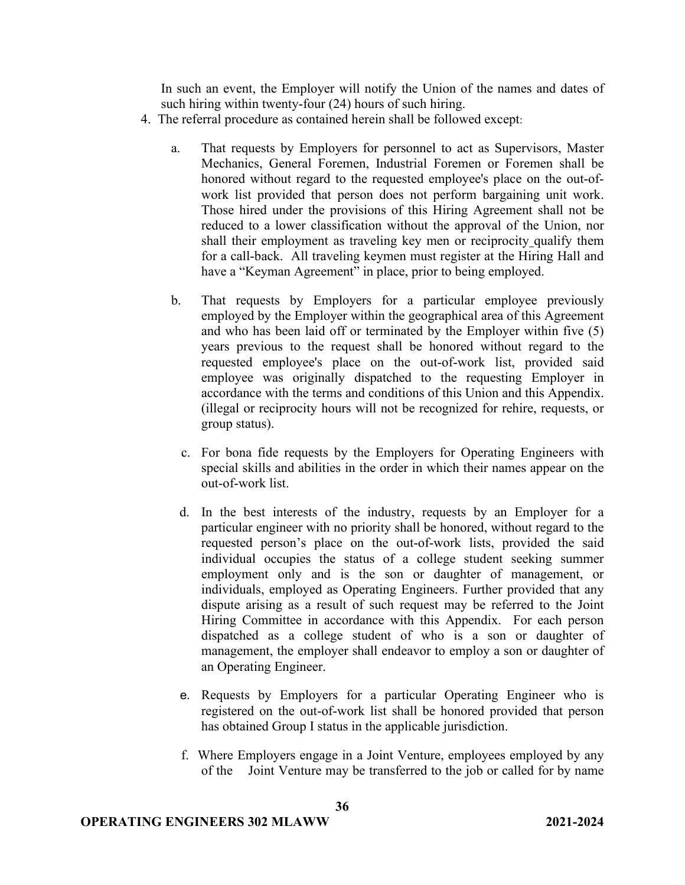In such an event, the Employer will notify the Union of the names and dates of such hiring within twenty-four (24) hours of such hiring.

4. The referral procedure as contained herein shall be followed except:

   a. That requests by Employers for personnel to act as Supervisors, Master Mechanics, General Foremen, Industrial Foremen or Foremen shall be honored without regard to the requested employee's place on the out-of-work list provided that person does not perform bargaining unit work. Those hired under the provisions of this Hiring Agreement shall not be reduced to a lower classification without the approval of the Union, nor shall their employment as traveling key men or reciprocity qualify them for a call-back. All traveling keymen must register at the Hiring Hall and have a "Keyman Agreement" in place, prior to being employed.

   b. That requests by Employers for a particular employee previously employed by the Employer within the geographical area of this Agreement and who has been laid off or terminated by the Employer within five (5) years previous to the request shall be honored without regard to the requested employee's place on the out-of-work list, provided said employee was originally dispatched to the requesting Employer in accordance with the terms and conditions of this Union and this Appendix. (illegal or reciprocity hours will not be recognized for rehire, requests, or group status).

   c. For bona fide requests by the Employers for Operating Engineers with special skills and abilities in the order in which their names appear on the out-of-work list.

   d. In the best interests of the industry, requests by an Employer for a particular engineer with no priority shall be honored, without regard to the requested person's place on the out-of-work lists, provided the said individual occupies the status of a college student seeking summer employment only and is the son or daughter of management, or individuals, employed as Operating Engineers. Further provided that any dispute arising as a result of such request may be referred to the Joint Hiring Committee in accordance with this Appendix. For each person dispatched as a college student of who is a son or daughter of management, the employer shall endeavor to employ a son or daughter of an Operating Engineer.

   e. Requests by Employers for a particular Operating Engineer who is registered on the out-of-work list shall be honored provided that person has obtained Group I status in the applicable jurisdiction.

   f. Where Employers engage in a Joint Venture, employees employed by any of the Joint Venture may be transferred to the job or called for by name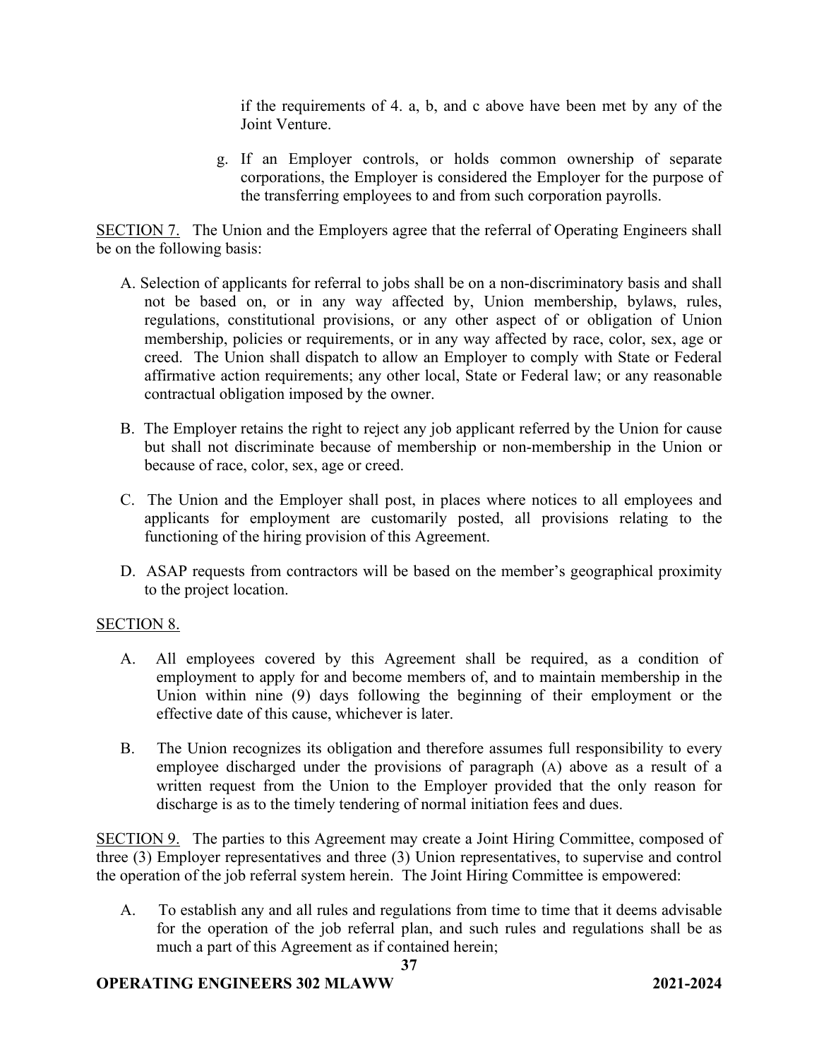if the requirements of 4. a, b, and c above have been met by any of the Joint Venture.

g. If an Employer controls, or holds common ownership of separate corporations, the Employer is considered the Employer for the purpose of the transferring employees to and from such corporation payrolls.

SECTION 7. The Union and the Employers agree that the referral of Operating Engineers shall be on the following basis:

A. Selection of applicants for referral to jobs shall be on a non-discriminatory basis and shall not be based on, or in any way affected by, Union membership, bylaws, rules, regulations, constitutional provisions, or any other aspect of or obligation of Union membership, policies or requirements, or in any way affected by race, color, sex, age or creed. The Union shall dispatch to allow an Employer to comply with State or Federal affirmative action requirements; any other local, State or Federal law; or any reasonable contractual obligation imposed by the owner.

B. The Employer retains the right to reject any job applicant referred by the Union for cause but shall not discriminate because of membership or non-membership in the Union or because of race, color, sex, age or creed.

C. The Union and the Employer shall post, in places where notices to all employees and applicants for employment are customarily posted, all provisions relating to the functioning of the hiring provision of this Agreement.

D. ASAP requests from contractors will be based on the member's geographical proximity to the project location.

SECTION 8.

A. All employees covered by this Agreement shall be required, as a condition of employment to apply for and become members of, and to maintain membership in the Union within nine (9) days following the beginning of their employment or the effective date of this cause, whichever is later.

B. The Union recognizes its obligation and therefore assumes full responsibility to every employee discharged under the provisions of paragraph (A) above as a result of a written request from the Union to the Employer provided that the only reason for discharge is as to the timely tendering of normal initiation fees and dues.

SECTION 9. The parties to this Agreement may create a Joint Hiring Committee, composed of three (3) Employer representatives and three (3) Union representatives, to supervise and control the operation of the job referral system herein. The Joint Hiring Committee is empowered:

A. To establish any and all rules and regulations from time to time that it deems advisable for the operation of the job referral plan, and such rules and regulations shall be as much a part of this Agreement as if contained herein;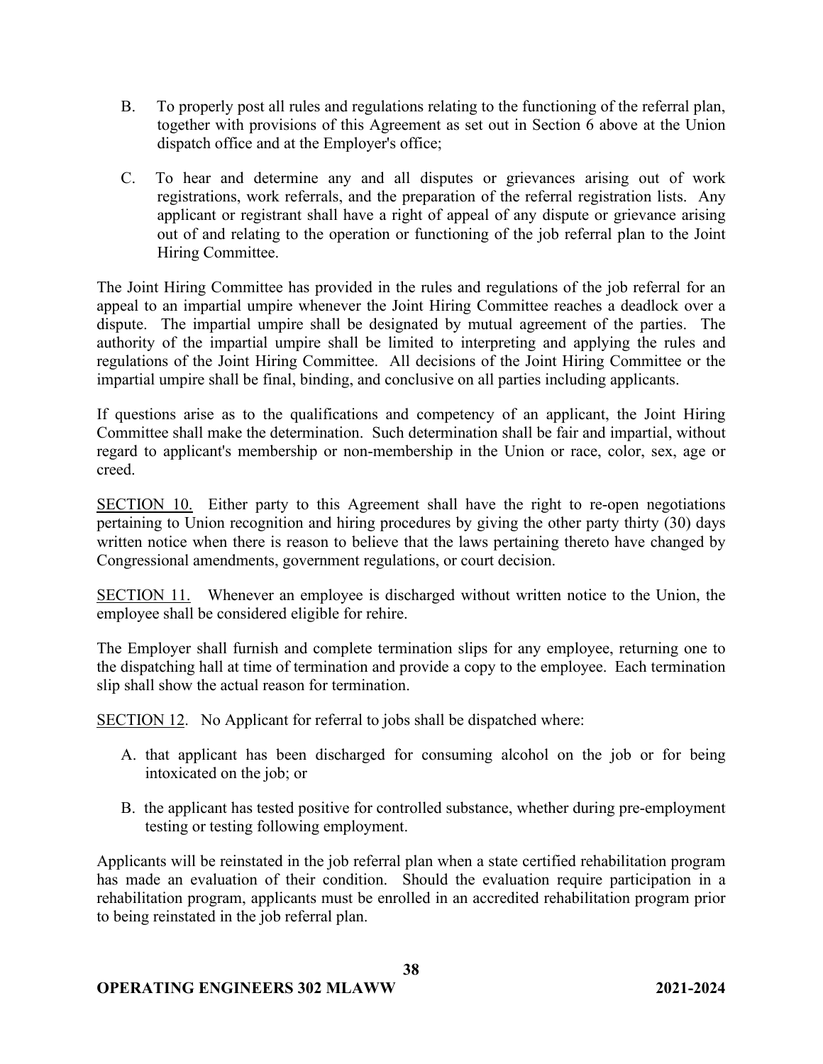B. To properly post all rules and regulations relating to the functioning of the referral plan, together with provisions of this Agreement as set out in Section 6 above at the Union dispatch office and at the Employer's office;

C. To hear and determine any and all disputes or grievances arising out of work registrations, work referrals, and the preparation of the referral registration lists. Any applicant or registrant shall have a right of appeal of any dispute or grievance arising out of and relating to the operation or functioning of the job referral plan to the Joint Hiring Committee.

The Joint Hiring Committee has provided in the rules and regulations of the job referral for an appeal to an impartial umpire whenever the Joint Hiring Committee reaches a deadlock over a dispute. The impartial umpire shall be designated by mutual agreement of the parties. The authority of the impartial umpire shall be limited to interpreting and applying the rules and regulations of the Joint Hiring Committee. All decisions of the Joint Hiring Committee or the impartial umpire shall be final, binding, and conclusive on all parties including applicants.

If questions arise as to the qualifications and competency of an applicant, the Joint Hiring Committee shall make the determination. Such determination shall be fair and impartial, without regard to applicant's membership or non-membership in the Union or race, color, sex, age or creed.

<u>SECTION 10.</u> Either party to this Agreement shall have the right to re-open negotiations pertaining to Union recognition and hiring procedures by giving the other party thirty (30) days written notice when there is reason to believe that the laws pertaining thereto have changed by Congressional amendments, government regulations, or court decision.

<u>SECTION 11.</u> Whenever an employee is discharged without written notice to the Union, the employee shall be considered eligible for rehire.

The Employer shall furnish and complete termination slips for any employee, returning one to the dispatching hall at time of termination and provide a copy to the employee. Each termination slip shall show the actual reason for termination.

<u>SECTION 12</u>. No Applicant for referral to jobs shall be dispatched where:

A. that applicant has been discharged for consuming alcohol on the job or for being intoxicated on the job; or

B. the applicant has tested positive for controlled substance, whether during pre-employment testing or testing following employment.

Applicants will be reinstated in the job referral plan when a state certified rehabilitation program has made an evaluation of their condition. Should the evaluation require participation in a rehabilitation program, applicants must be enrolled in an accredited rehabilitation program prior to being reinstated in the job referral plan.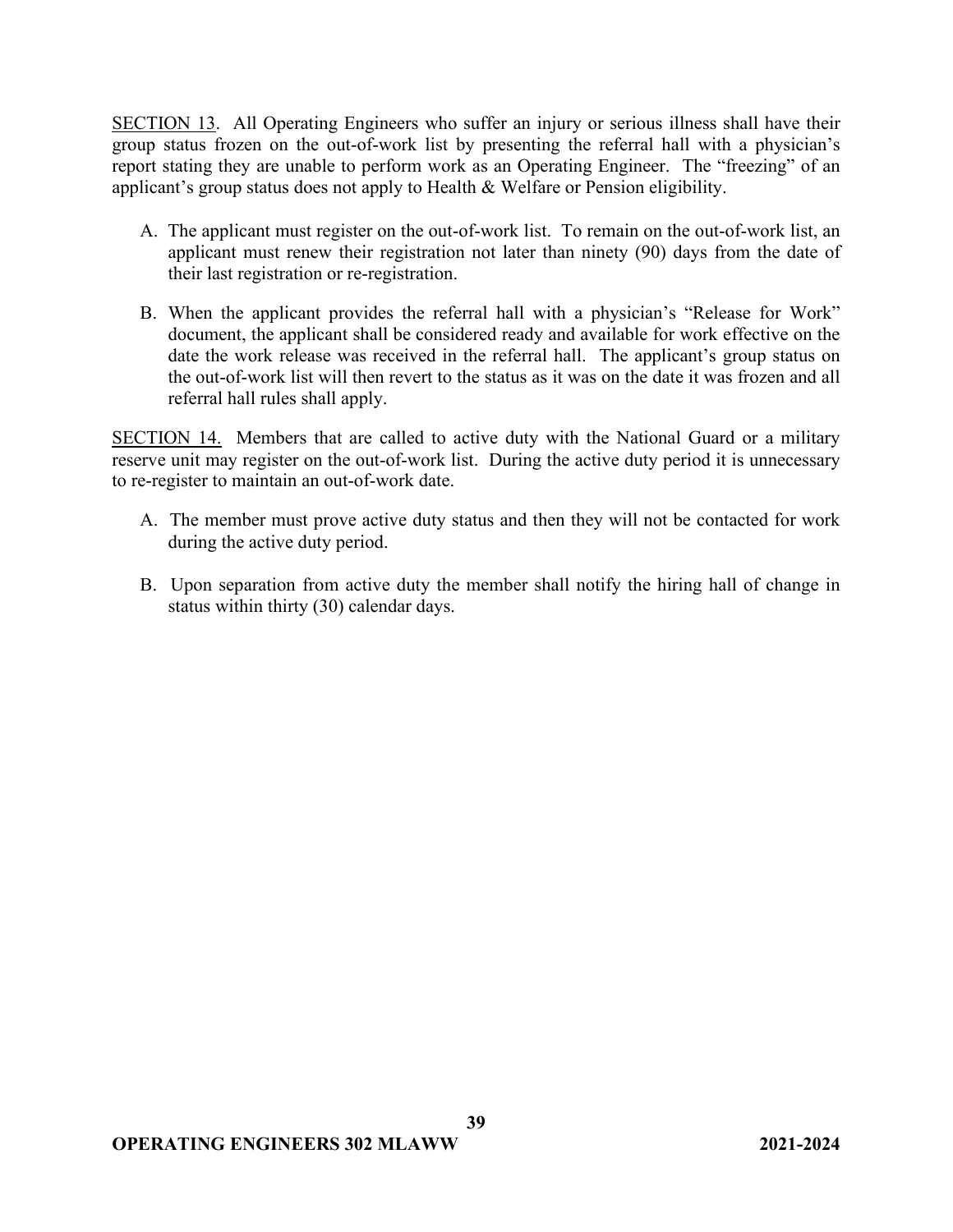SECTION 13. All Operating Engineers who suffer an injury or serious illness shall have their group status frozen on the out-of-work list by presenting the referral hall with a physician's report stating they are unable to perform work as an Operating Engineer. The "freezing" of an applicant's group status does not apply to Health & Welfare or Pension eligibility.

A. The applicant must register on the out-of-work list. To remain on the out-of-work list, an applicant must renew their registration not later than ninety (90) days from the date of their last registration or re-registration.

B. When the applicant provides the referral hall with a physician's "Release for Work" document, the applicant shall be considered ready and available for work effective on the date the work release was received in the referral hall. The applicant's group status on the out-of-work list will then revert to the status as it was on the date it was frozen and all referral hall rules shall apply.

SECTION 14. Members that are called to active duty with the National Guard or a military reserve unit may register on the out-of-work list. During the active duty period it is unnecessary to re-register to maintain an out-of-work date.

A. The member must prove active duty status and then they will not be contacted for work during the active duty period.

B. Upon separation from active duty the member shall notify the hiring hall of change in status within thirty (30) calendar days.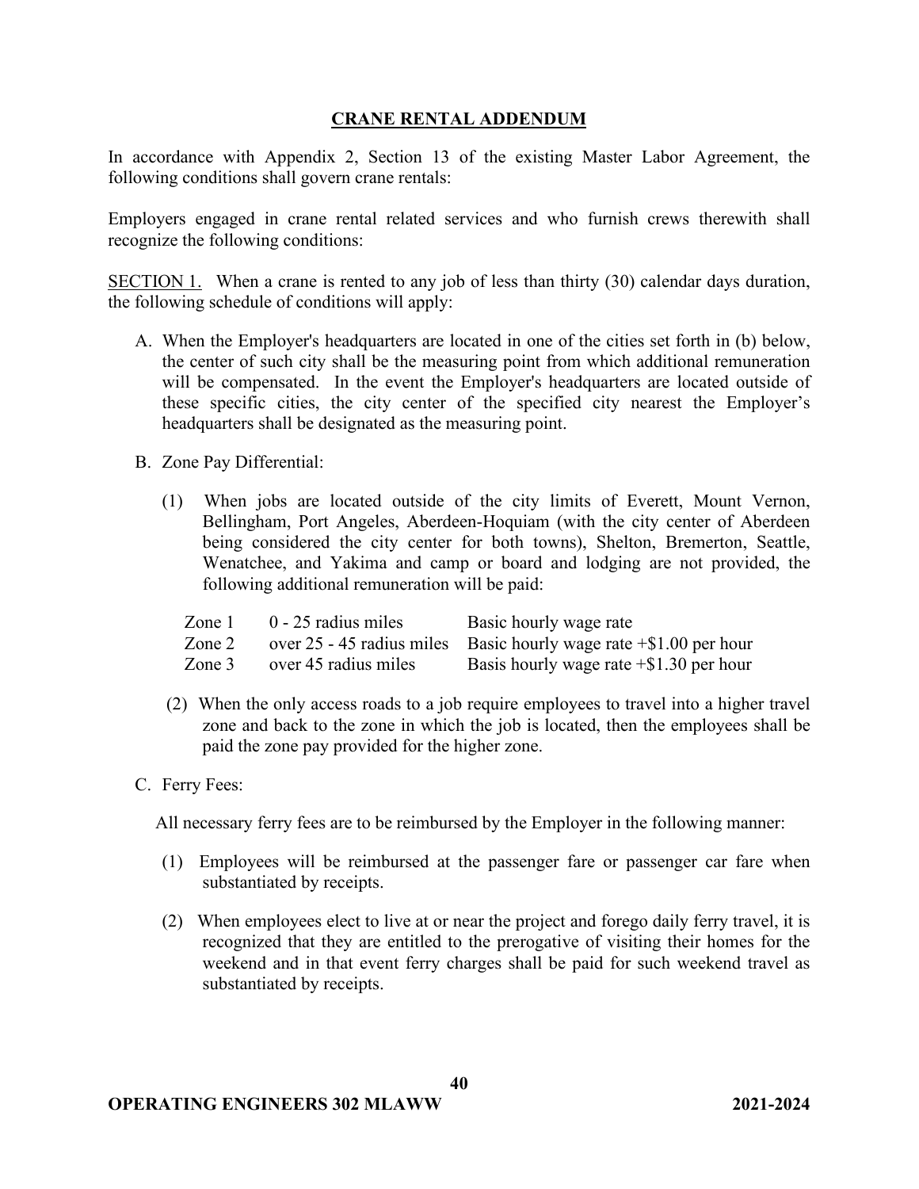# CRANE RENTAL ADDENDUM

In accordance with Appendix 2, Section 13 of the existing Master Labor Agreement, the following conditions shall govern crane rentals:

Employers engaged in crane rental related services and who furnish crews therewith shall recognize the following conditions:

SECTION 1. When a crane is rented to any job of less than thirty (30) calendar days duration, the following schedule of conditions will apply:

A. When the Employer's headquarters are located in one of the cities set forth in (b) below, the center of such city shall be the measuring point from which additional remuneration will be compensated. In the event the Employer's headquarters are located outside of these specific cities, the city center of the specified city nearest the Employer's headquarters shall be designated as the measuring point.

B. Zone Pay Differential:

(1) When jobs are located outside of the city limits of Everett, Mount Vernon, Bellingham, Port Angeles, Aberdeen-Hoquiam (with the city center of Aberdeen being considered the city center for both towns), Shelton, Bremerton, Seattle, Wenatchee, and Yakima and camp or board and lodging are not provided, the following additional remuneration will be paid:

| Zone | Distance | Rate |
|---|---|---|
| Zone 1 | 0 - 25 radius miles | Basic hourly wage rate |
| Zone 2 | over 25 - 45 radius miles | Basic hourly wage rate +$1.00 per hour |
| Zone 3 | over 45 radius miles | Basis hourly wage rate +$1.30 per hour |

(2) When the only access roads to a job require employees to travel into a higher travel zone and back to the zone in which the job is located, then the employees shall be paid the zone pay provided for the higher zone.

C. Ferry Fees:

All necessary ferry fees are to be reimbursed by the Employer in the following manner:

(1) Employees will be reimbursed at the passenger fare or passenger car fare when substantiated by receipts.

(2) When employees elect to live at or near the project and forego daily ferry travel, it is recognized that they are entitled to the prerogative of visiting their homes for the weekend and in that event ferry charges shall be paid for such weekend travel as substantiated by receipts.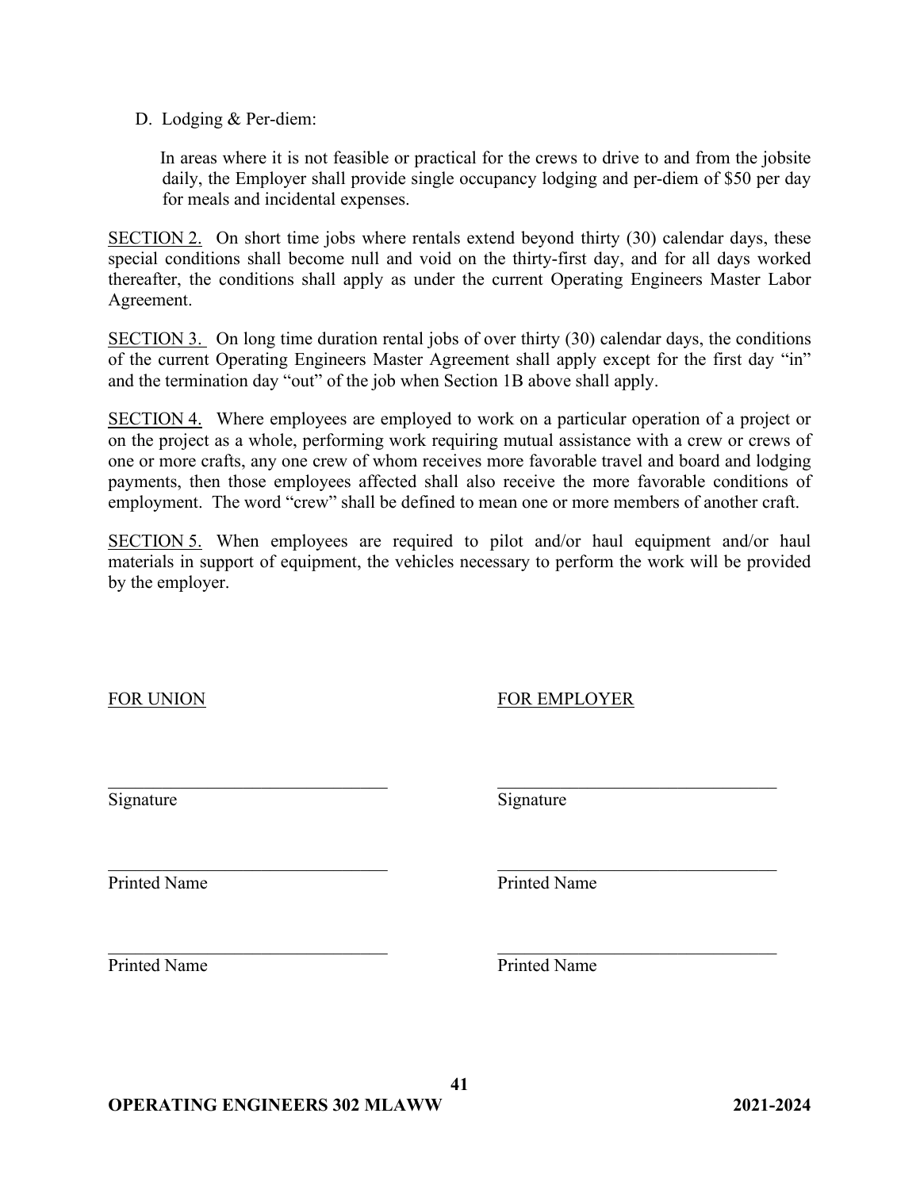D. Lodging & Per-diem:

In areas where it is not feasible or practical for the crews to drive to and from the jobsite daily, the Employer shall provide single occupancy lodging and per-diem of $50 per day for meals and incidental expenses.

<u>SECTION 2.</u> On short time jobs where rentals extend beyond thirty (30) calendar days, these special conditions shall become null and void on the thirty-first day, and for all days worked thereafter, the conditions shall apply as under the current Operating Engineers Master Labor Agreement.

<u>SECTION 3.</u> On long time duration rental jobs of over thirty (30) calendar days, the conditions of the current Operating Engineers Master Agreement shall apply except for the first day "in" and the termination day "out" of the job when Section 1B above shall apply.

<u>SECTION 4.</u> Where employees are employed to work on a particular operation of a project or on the project as a whole, performing work requiring mutual assistance with a crew or crews of one or more crafts, any one crew of whom receives more favorable travel and board and lodging payments, then those employees affected shall also receive the more favorable conditions of employment. The word "crew" shall be defined to mean one or more members of another craft.

<u>SECTION 5.</u> When employees are required to pilot and/or haul equipment and/or haul materials in support of equipment, the vehicles necessary to perform the work will be provided by the employer.

| <u>FOR UNION</u> | <u>FOR EMPLOYER</u> |
|---|---|
| ______________________________ | ______________________________ |
| Signature | Signature |
| ______________________________ | ______________________________ |
| Printed Name | Printed Name |
| ______________________________ | ______________________________ |
| Printed Name | Printed Name |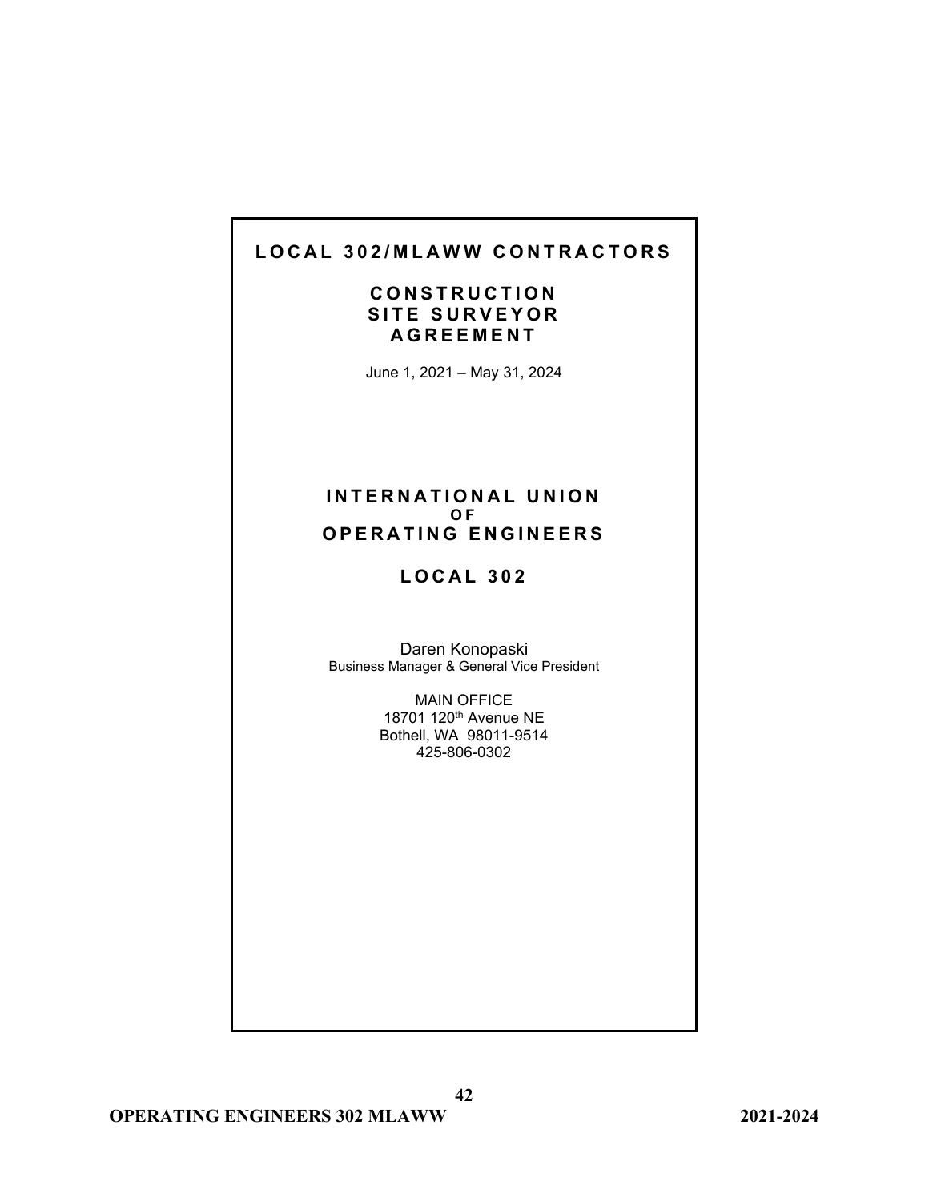# LOCAL 302/MLAWW CONTRACTORS

## CONSTRUCTION SITE SURVEYOR AGREEMENT

June 1, 2021 – May 31, 2024

## INTERNATIONAL UNION OF OPERATING ENGINEERS

## LOCAL 302

Daren Konopaski
Business Manager & General Vice President

MAIN OFFICE
18701 120th Avenue NE
Bothell, WA 98011-9514
425-806-0302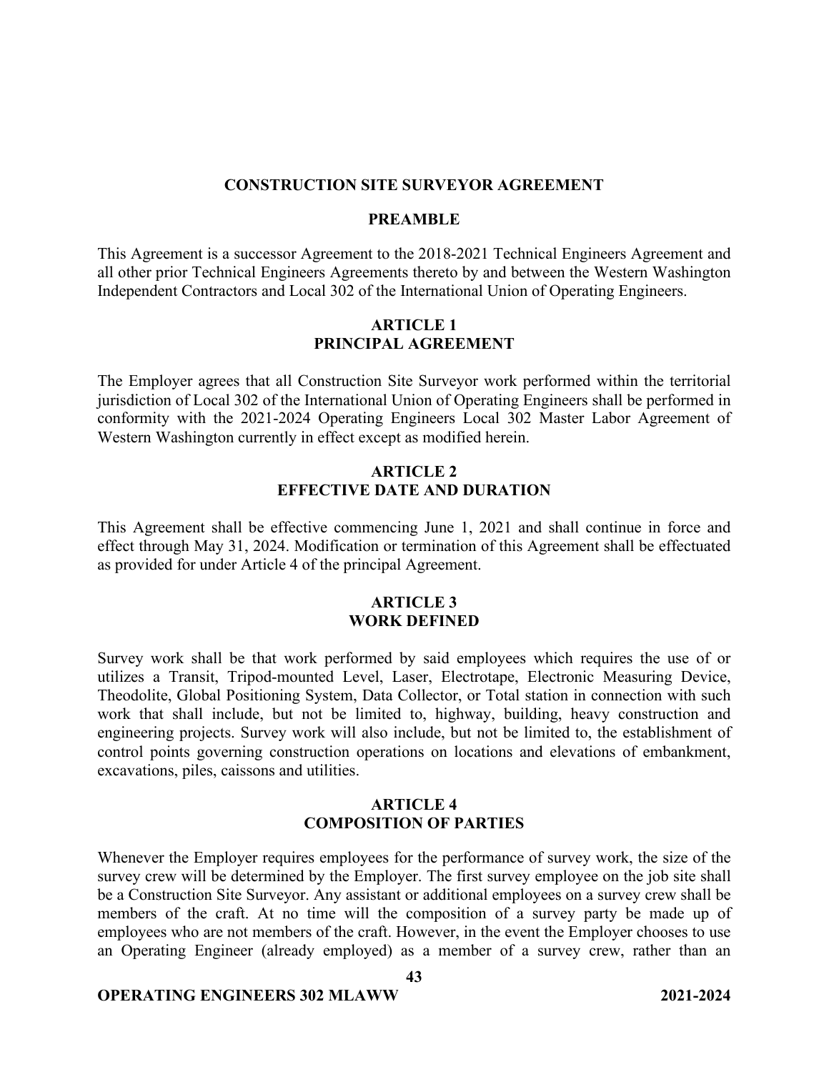# CONSTRUCTION SITE SURVEYOR AGREEMENT

## PREAMBLE

This Agreement is a successor Agreement to the 2018-2021 Technical Engineers Agreement and all other prior Technical Engineers Agreements thereto by and between the Western Washington Independent Contractors and Local 302 of the International Union of Operating Engineers.

## ARTICLE 1
## PRINCIPAL AGREEMENT

The Employer agrees that all Construction Site Surveyor work performed within the territorial jurisdiction of Local 302 of the International Union of Operating Engineers shall be performed in conformity with the 2021-2024 Operating Engineers Local 302 Master Labor Agreement of Western Washington currently in effect except as modified herein.

## ARTICLE 2
## EFFECTIVE DATE AND DURATION

This Agreement shall be effective commencing June 1, 2021 and shall continue in force and effect through May 31, 2024. Modification or termination of this Agreement shall be effectuated as provided for under Article 4 of the principal Agreement.

## ARTICLE 3
## WORK DEFINED

Survey work shall be that work performed by said employees which requires the use of or utilizes a Transit, Tripod-mounted Level, Laser, Electrotape, Electronic Measuring Device, Theodolite, Global Positioning System, Data Collector, or Total station in connection with such work that shall include, but not be limited to, highway, building, heavy construction and engineering projects. Survey work will also include, but not be limited to, the establishment of control points governing construction operations on locations and elevations of embankment, excavations, piles, caissons and utilities.

## ARTICLE 4
## COMPOSITION OF PARTIES

Whenever the Employer requires employees for the performance of survey work, the size of the survey crew will be determined by the Employer. The first survey employee on the job site shall be a Construction Site Surveyor. Any assistant or additional employees on a survey crew shall be members of the craft. At no time will the composition of a survey party be made up of employees who are not members of the craft. However, in the event the Employer chooses to use an Operating Engineer (already employed) as a member of a survey crew, rather than an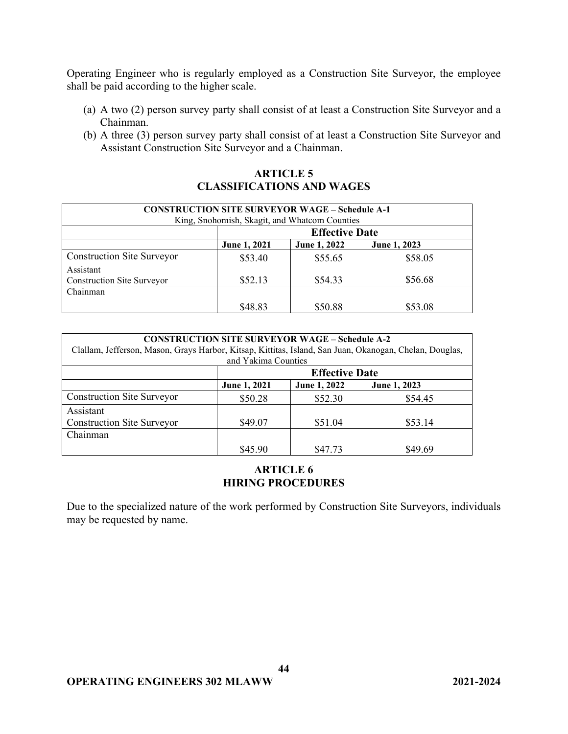Operating Engineer who is regularly employed as a Construction Site Surveyor, the employee shall be paid according to the higher scale.

(a) A two (2) person survey party shall consist of at least a Construction Site Surveyor and a Chainman.
(b) A three (3) person survey party shall consist of at least a Construction Site Surveyor and Assistant Construction Site Surveyor and a Chainman.

## ARTICLE 5
## CLASSIFICATIONS AND WAGES

| **CONSTRUCTION SITE SURVEYOR WAGE – Schedule A-1** King, Snohomish, Skagit, and Whatcom Counties | | | |
|---|---|---|---|
| | **Effective Date** | | |
| | **June 1, 2021** | **June 1, 2022** | **June 1, 2023** |
| Construction Site Surveyor | $53.40 | $55.65 | $58.05 |
| Assistant Construction Site Surveyor | $52.13 | $54.33 | $56.68 |
| Chainman | $48.83 | $50.88 | $53.08 |

| **CONSTRUCTION SITE SURVEYOR WAGE – Schedule A-2** Clallam, Jefferson, Mason, Grays Harbor, Kitsap, Kittitas, Island, San Juan, Okanogan, Chelan, Douglas, and Yakima Counties | | | |
|---|---|---|---|
| | **Effective Date** | | |
| | **June 1, 2021** | **June 1, 2022** | **June 1, 2023** |
| Construction Site Surveyor | $50.28 | $52.30 | $54.45 |
| Assistant Construction Site Surveyor | $49.07 | $51.04 | $53.14 |
| Chainman | $45.90 | $47.73 | $49.69 |

## ARTICLE 6
## HIRING PROCEDURES

Due to the specialized nature of the work performed by Construction Site Surveyors, individuals may be requested by name.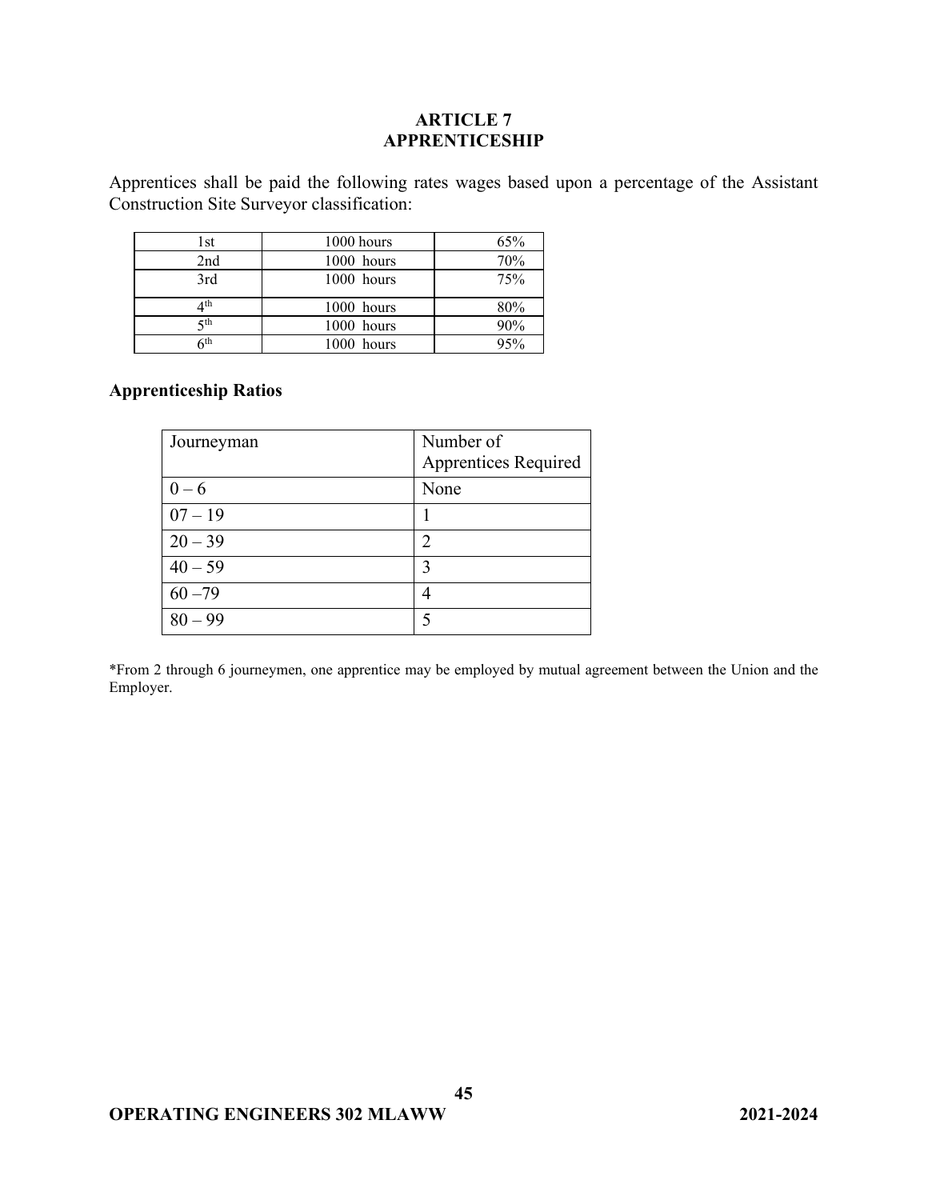# ARTICLE 7
# APPRENTICESHIP

Apprentices shall be paid the following rates wages based upon a percentage of the Assistant Construction Site Surveyor classification:

| | | |
|---|---|---|
| 1st | 1000 hours | 65% |
| 2nd | 1000 hours | 70% |
| 3rd | 1000 hours | 75% |
| 4th | 1000 hours | 80% |
| 5th | 1000 hours | 90% |
| 6th | 1000 hours | 95% |

**Apprenticeship Ratios**

| Journeyman | Number of Apprentices Required |
|---|---|
| 0 – 6 | None |
| 07 – 19 | 1 |
| 20 – 39 | 2 |
| 40 – 59 | 3 |
| 60 –79 | 4 |
| 80 – 99 | 5 |

*From 2 through 6 journeymen, one apprentice may be employed by mutual agreement between the Union and the Employer.